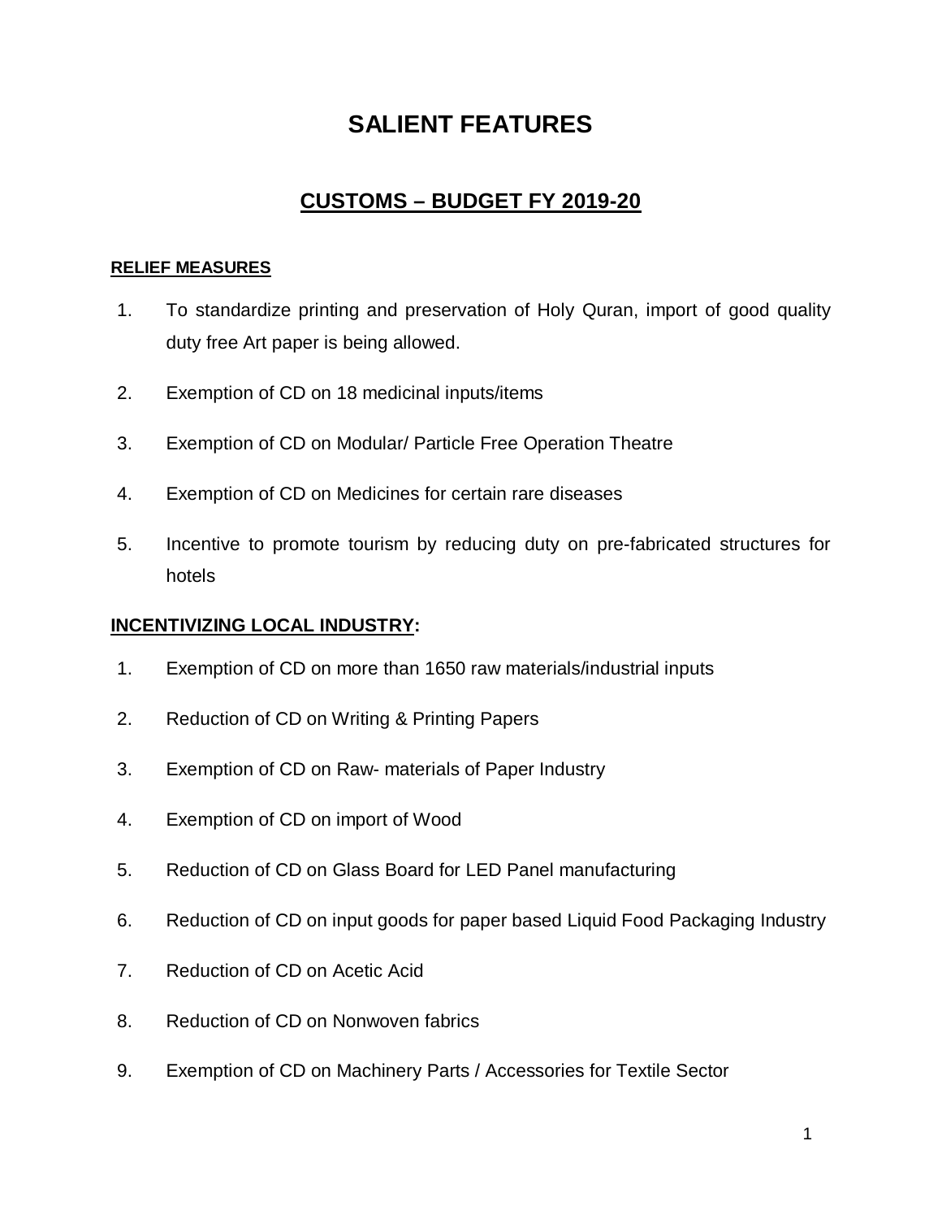# SALIENT FEATURES

## CUSTOMS – BUDGET FY 2019-20

### RELIEF MEASURES

1. To standardize printing and preservation of Holy Quran, import of good quality duty free Art paper is being allowed.
2. Exemption of CD on 18 medicinal inputs/items
3. Exemption of CD on Modular/ Particle Free Operation Theatre
4. Exemption of CD on Medicines for certain rare diseases
5. Incentive to promote tourism by reducing duty on pre-fabricated structures for hotels

### INCENTIVIZING LOCAL INDUSTRY:

1. Exemption of CD on more than 1650 raw materials/industrial inputs
2. Reduction of CD on Writing & Printing Papers
3. Exemption of CD on Raw- materials of Paper Industry
4. Exemption of CD on import of Wood
5. Reduction of CD on Glass Board for LED Panel manufacturing
6. Reduction of CD on input goods for paper based Liquid Food Packaging Industry
7. Reduction of CD on Acetic Acid
8. Reduction of CD on Nonwoven fabrics
9. Exemption of CD on Machinery Parts / Accessories for Textile Sector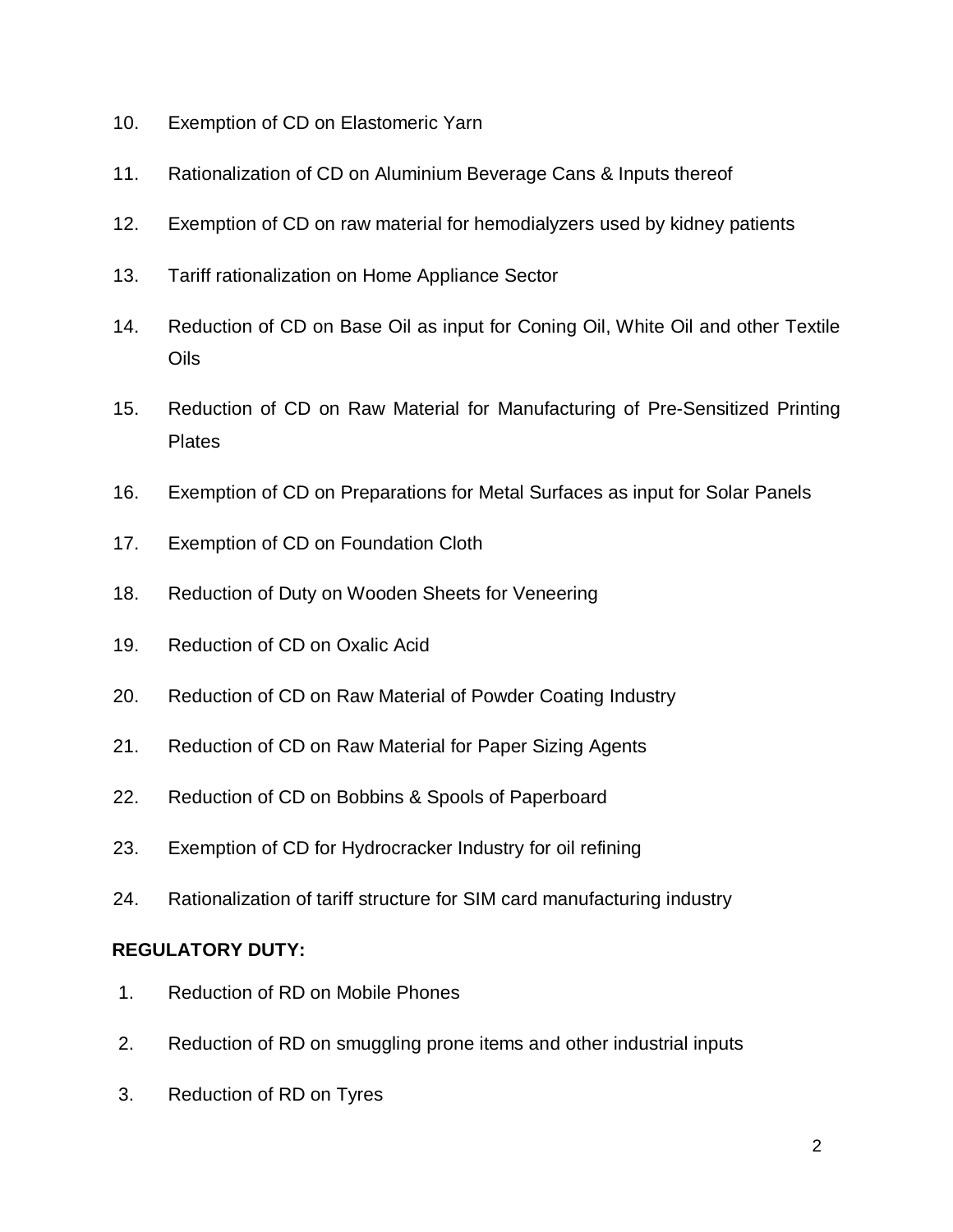10. Exemption of CD on Elastomeric Yarn
11. Rationalization of CD on Aluminium Beverage Cans & Inputs thereof
12. Exemption of CD on raw material for hemodialyzers used by kidney patients
13. Tariff rationalization on Home Appliance Sector
14. Reduction of CD on Base Oil as input for Coning Oil, White Oil and other Textile Oils
15. Reduction of CD on Raw Material for Manufacturing of Pre-Sensitized Printing Plates
16. Exemption of CD on Preparations for Metal Surfaces as input for Solar Panels
17. Exemption of CD on Foundation Cloth
18. Reduction of Duty on Wooden Sheets for Veneering
19. Reduction of CD on Oxalic Acid
20. Reduction of CD on Raw Material of Powder Coating Industry
21. Reduction of CD on Raw Material for Paper Sizing Agents
22. Reduction of CD on Bobbins & Spools of Paperboard
23. Exemption of CD for Hydrocracker Industry for oil refining
24. Rationalization of tariff structure for SIM card manufacturing industry

**REGULATORY DUTY:**

1. Reduction of RD on Mobile Phones
2. Reduction of RD on smuggling prone items and other industrial inputs
3. Reduction of RD on Tyres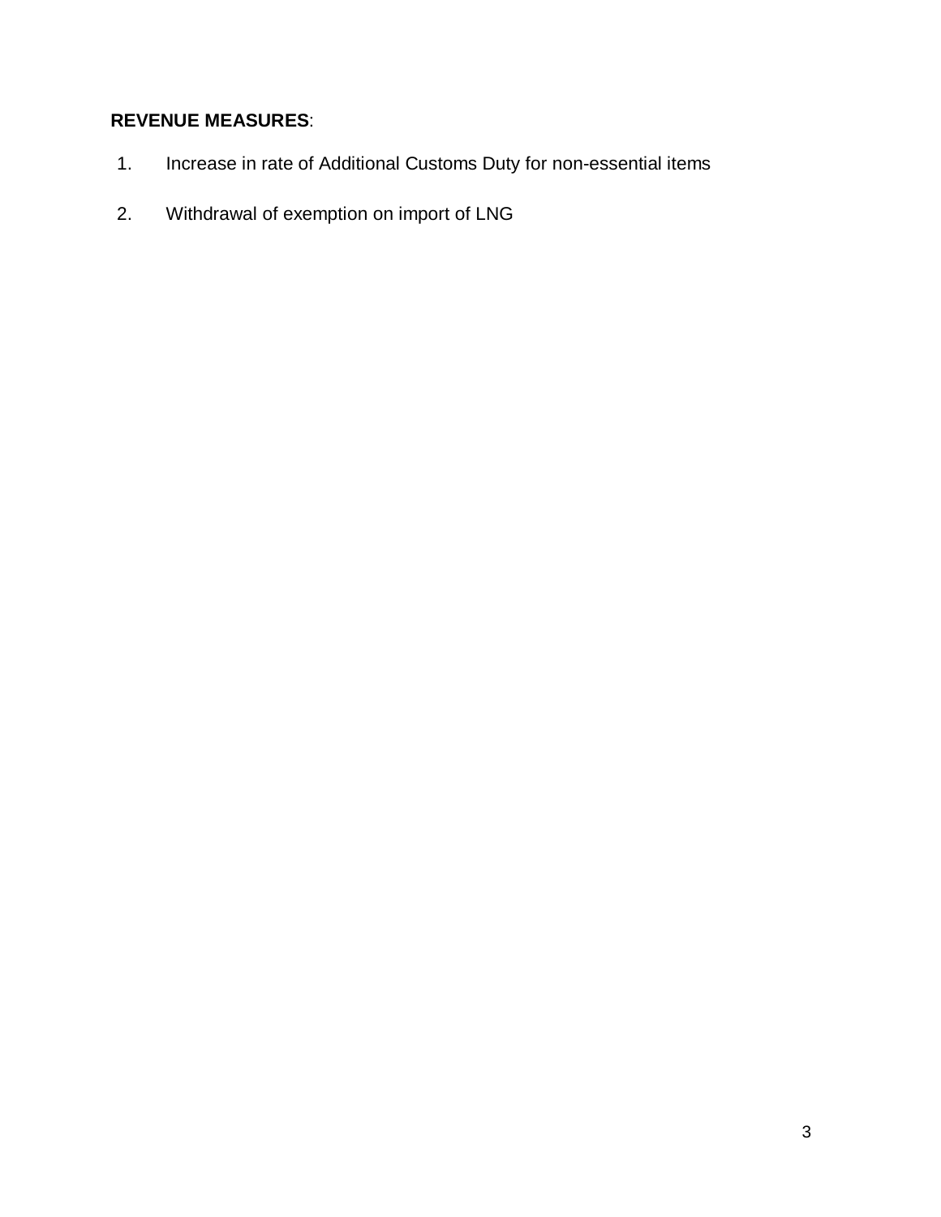**REVENUE MEASURES**:

1. Increase in rate of Additional Customs Duty for non-essential items

2. Withdrawal of exemption on import of LNG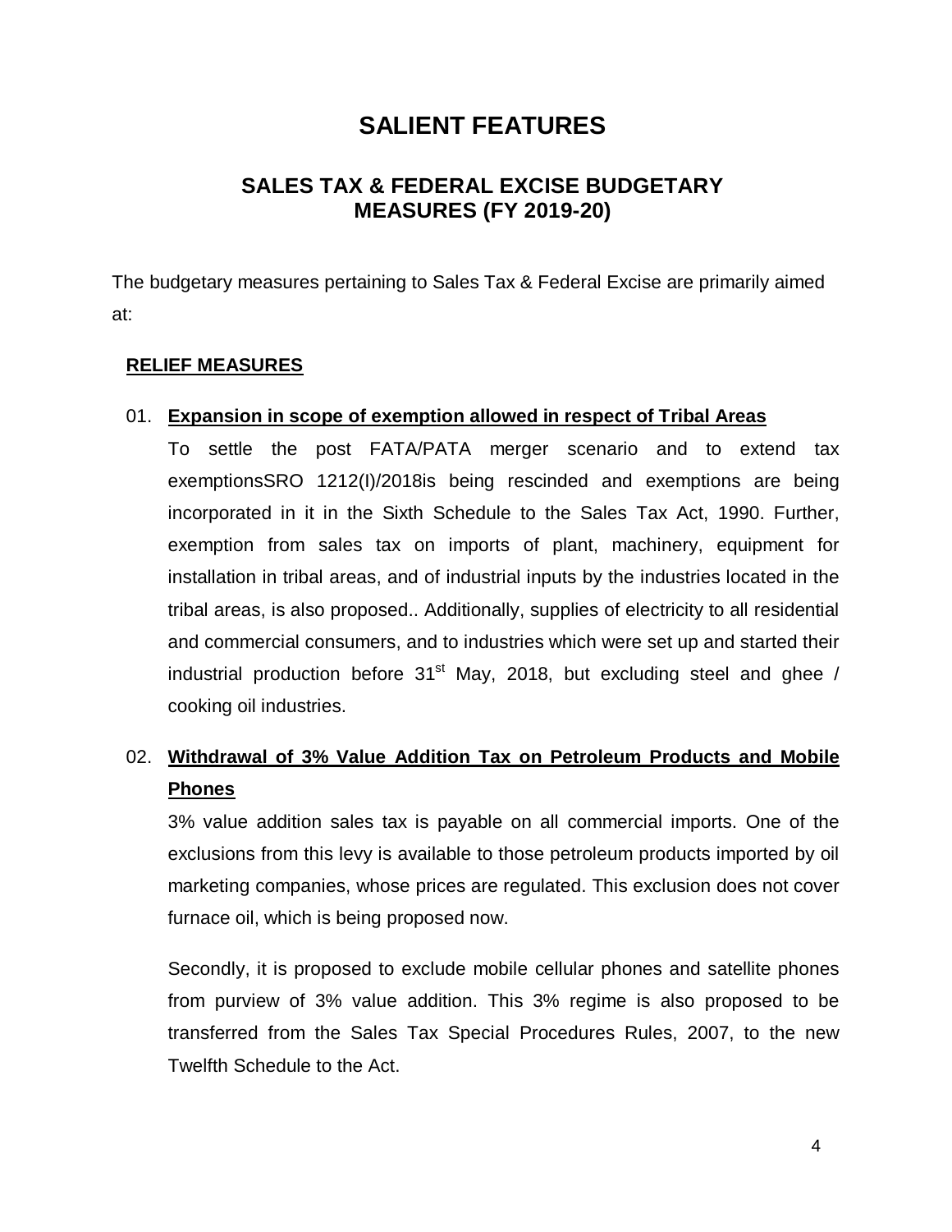# SALIENT FEATURES

## SALES TAX & FEDERAL EXCISE BUDGETARY MEASURES (FY 2019-20)

The budgetary measures pertaining to Sales Tax & Federal Excise are primarily aimed at:

**RELIEF MEASURES**

01. **Expansion in scope of exemption allowed in respect of Tribal Areas**

    To settle the post FATA/PATA merger scenario and to extend tax exemptionsSRO 1212(I)/2018is being rescinded and exemptions are being incorporated in it in the Sixth Schedule to the Sales Tax Act, 1990. Further, exemption from sales tax on imports of plant, machinery, equipment for installation in tribal areas, and of industrial inputs by the industries located in the tribal areas, is also proposed.. Additionally, supplies of electricity to all residential and commercial consumers, and to industries which were set up and started their industrial production before 31st May, 2018, but excluding steel and ghee / cooking oil industries.

02. **Withdrawal of 3% Value Addition Tax on Petroleum Products and Mobile Phones**

    3% value addition sales tax is payable on all commercial imports. One of the exclusions from this levy is available to those petroleum products imported by oil marketing companies, whose prices are regulated. This exclusion does not cover furnace oil, which is being proposed now.

    Secondly, it is proposed to exclude mobile cellular phones and satellite phones from purview of 3% value addition. This 3% regime is also proposed to be transferred from the Sales Tax Special Procedures Rules, 2007, to the new Twelfth Schedule to the Act.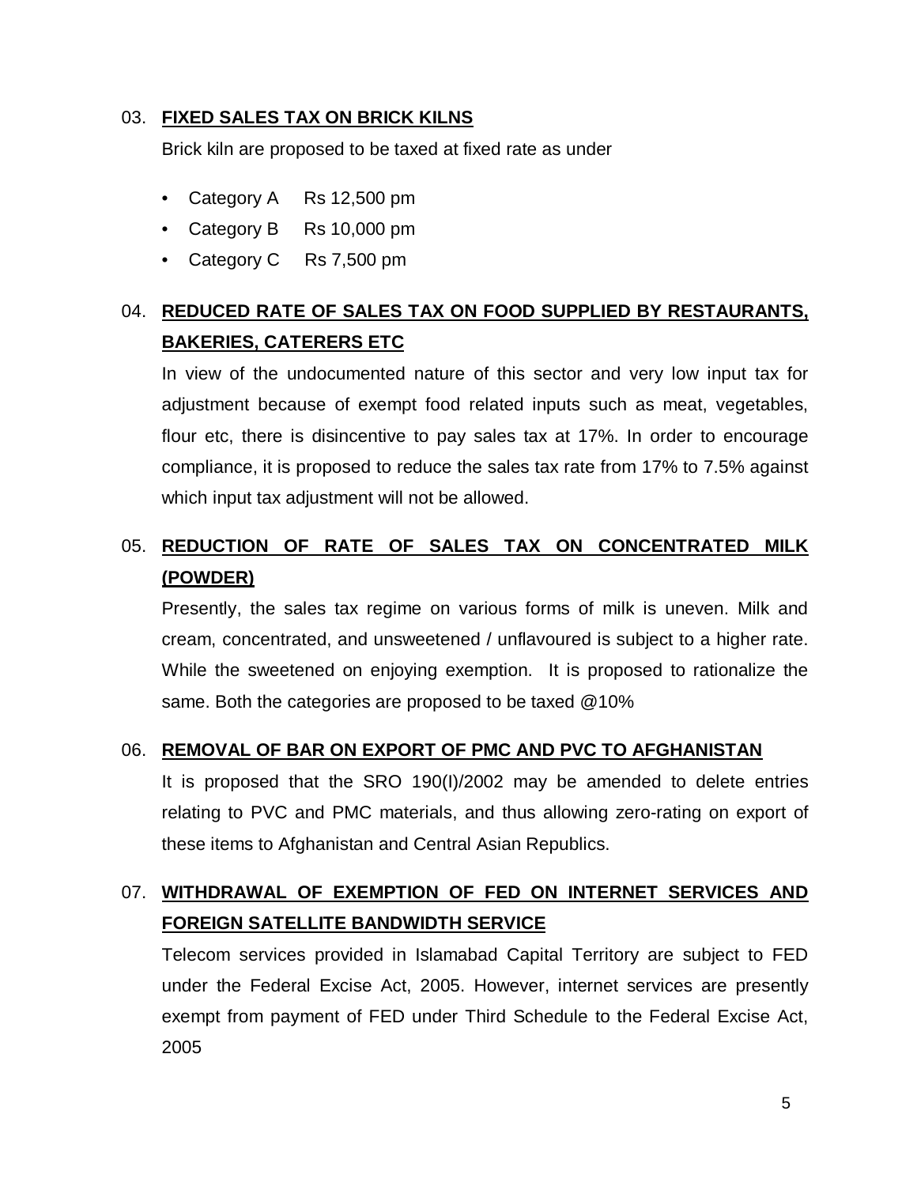### 03. **FIXED SALES TAX ON BRICK KILNS**

Brick kiln are proposed to be taxed at fixed rate as under

- Category A Rs 12,500 pm
- Category B Rs 10,000 pm
- Category C Rs 7,500 pm

### 04. **REDUCED RATE OF SALES TAX ON FOOD SUPPLIED BY RESTAURANTS, BAKERIES, CATERERS ETC**

In view of the undocumented nature of this sector and very low input tax for adjustment because of exempt food related inputs such as meat, vegetables, flour etc, there is disincentive to pay sales tax at 17%. In order to encourage compliance, it is proposed to reduce the sales tax rate from 17% to 7.5% against which input tax adjustment will not be allowed.

### 05. **REDUCTION OF RATE OF SALES TAX ON CONCENTRATED MILK (POWDER)**

Presently, the sales tax regime on various forms of milk is uneven. Milk and cream, concentrated, and unsweetened / unflavoured is subject to a higher rate. While the sweetened on enjoying exemption. It is proposed to rationalize the same. Both the categories are proposed to be taxed @10%

### 06. **REMOVAL OF BAR ON EXPORT OF PMC AND PVC TO AFGHANISTAN**

It is proposed that the SRO 190(I)/2002 may be amended to delete entries relating to PVC and PMC materials, and thus allowing zero-rating on export of these items to Afghanistan and Central Asian Republics.

### 07. **WITHDRAWAL OF EXEMPTION OF FED ON INTERNET SERVICES AND FOREIGN SATELLITE BANDWIDTH SERVICE**

Telecom services provided in Islamabad Capital Territory are subject to FED under the Federal Excise Act, 2005. However, internet services are presently exempt from payment of FED under Third Schedule to the Federal Excise Act, 2005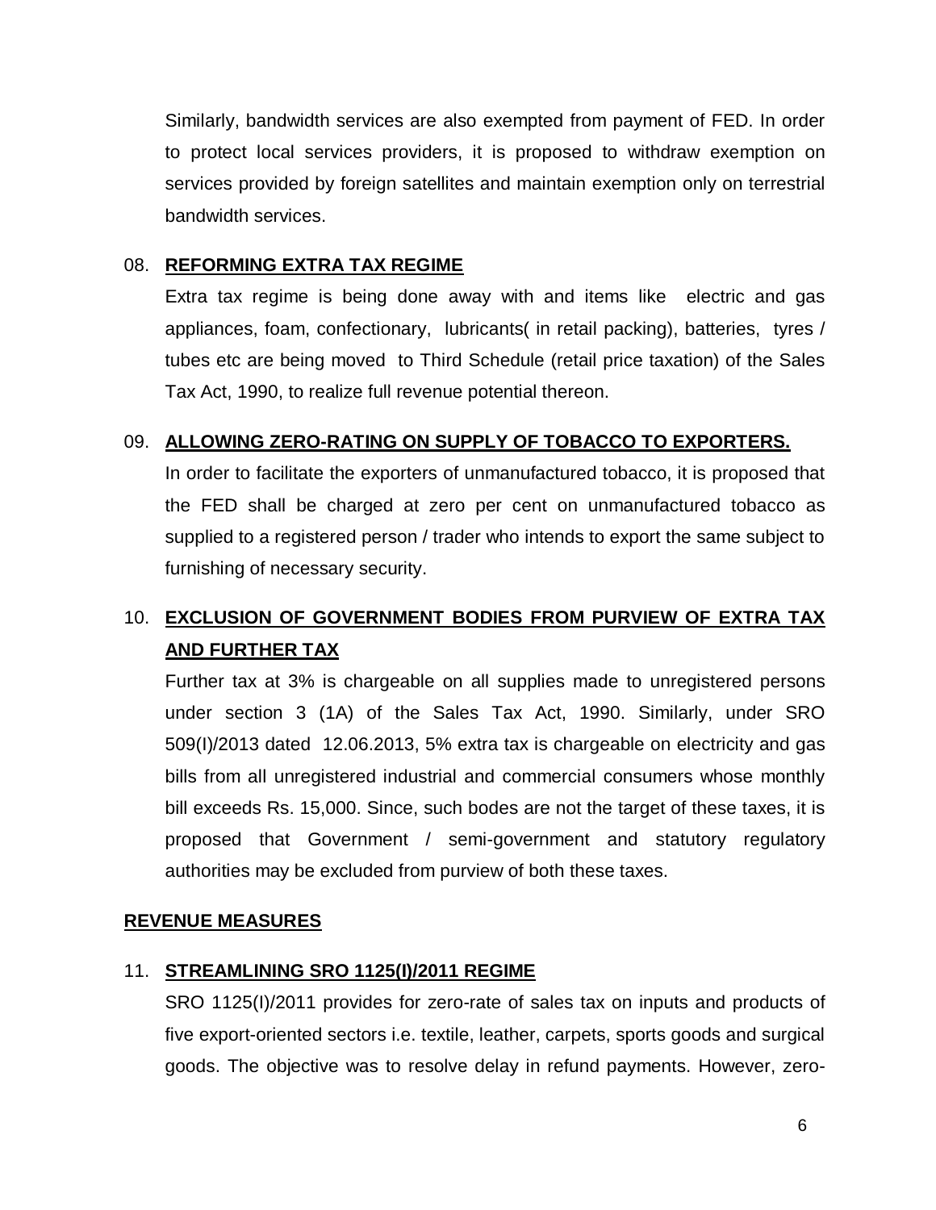Similarly, bandwidth services are also exempted from payment of FED. In order to protect local services providers, it is proposed to withdraw exemption on services provided by foreign satellites and maintain exemption only on terrestrial bandwidth services.

## 08. REFORMING EXTRA TAX REGIME

Extra tax regime is being done away with and items like electric and gas appliances, foam, confectionary, lubricants( in retail packing), batteries, tyres / tubes etc are being moved to Third Schedule (retail price taxation) of the Sales Tax Act, 1990, to realize full revenue potential thereon.

## 09. ALLOWING ZERO-RATING ON SUPPLY OF TOBACCO TO EXPORTERS.

In order to facilitate the exporters of unmanufactured tobacco, it is proposed that the FED shall be charged at zero per cent on unmanufactured tobacco as supplied to a registered person / trader who intends to export the same subject to furnishing of necessary security.

## 10. EXCLUSION OF GOVERNMENT BODIES FROM PURVIEW OF EXTRA TAX AND FURTHER TAX

Further tax at 3% is chargeable on all supplies made to unregistered persons under section 3 (1A) of the Sales Tax Act, 1990. Similarly, under SRO 509(I)/2013 dated 12.06.2013, 5% extra tax is chargeable on electricity and gas bills from all unregistered industrial and commercial consumers whose monthly bill exceeds Rs. 15,000. Since, such bodes are not the target of these taxes, it is proposed that Government / semi-government and statutory regulatory authorities may be excluded from purview of both these taxes.

# REVENUE MEASURES

## 11. STREAMLINING SRO 1125(I)/2011 REGIME

SRO 1125(I)/2011 provides for zero-rate of sales tax on inputs and products of five export-oriented sectors i.e. textile, leather, carpets, sports goods and surgical goods. The objective was to resolve delay in refund payments. However, zero-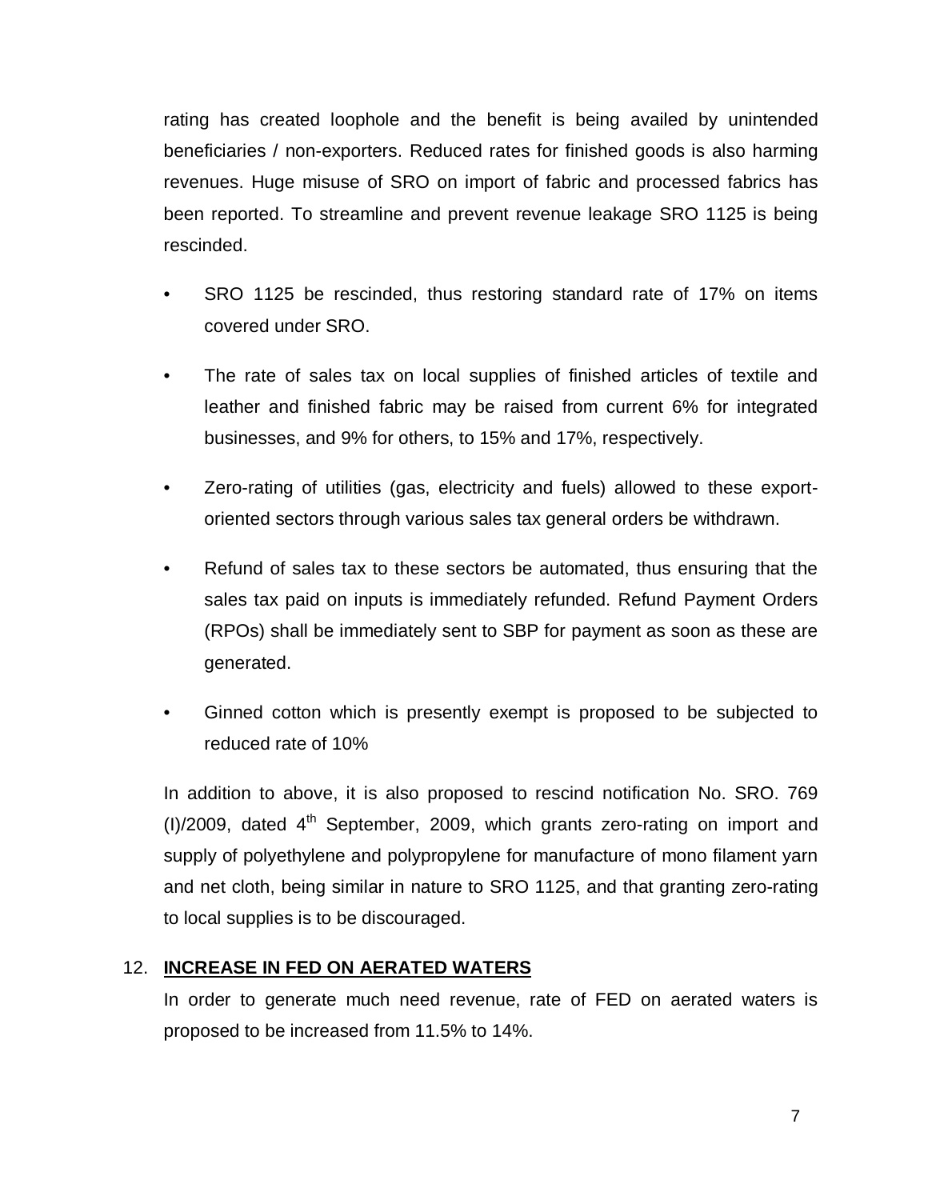rating has created loophole and the benefit is being availed by unintended beneficiaries / non-exporters. Reduced rates for finished goods is also harming revenues. Huge misuse of SRO on import of fabric and processed fabrics has been reported. To streamline and prevent revenue leakage SRO 1125 is being rescinded.

- SRO 1125 be rescinded, thus restoring standard rate of 17% on items covered under SRO.
- The rate of sales tax on local supplies of finished articles of textile and leather and finished fabric may be raised from current 6% for integrated businesses, and 9% for others, to 15% and 17%, respectively.
- Zero-rating of utilities (gas, electricity and fuels) allowed to these export-oriented sectors through various sales tax general orders be withdrawn.
- Refund of sales tax to these sectors be automated, thus ensuring that the sales tax paid on inputs is immediately refunded. Refund Payment Orders (RPOs) shall be immediately sent to SBP for payment as soon as these are generated.
- Ginned cotton which is presently exempt is proposed to be subjected to reduced rate of 10%

In addition to above, it is also proposed to rescind notification No. SRO. 769 (I)/2009, dated 4th September, 2009, which grants zero-rating on import and supply of polyethylene and polypropylene for manufacture of mono filament yarn and net cloth, being similar in nature to SRO 1125, and that granting zero-rating to local supplies is to be discouraged.

12. **INCREASE IN FED ON AERATED WATERS**

In order to generate much need revenue, rate of FED on aerated waters is proposed to be increased from 11.5% to 14%.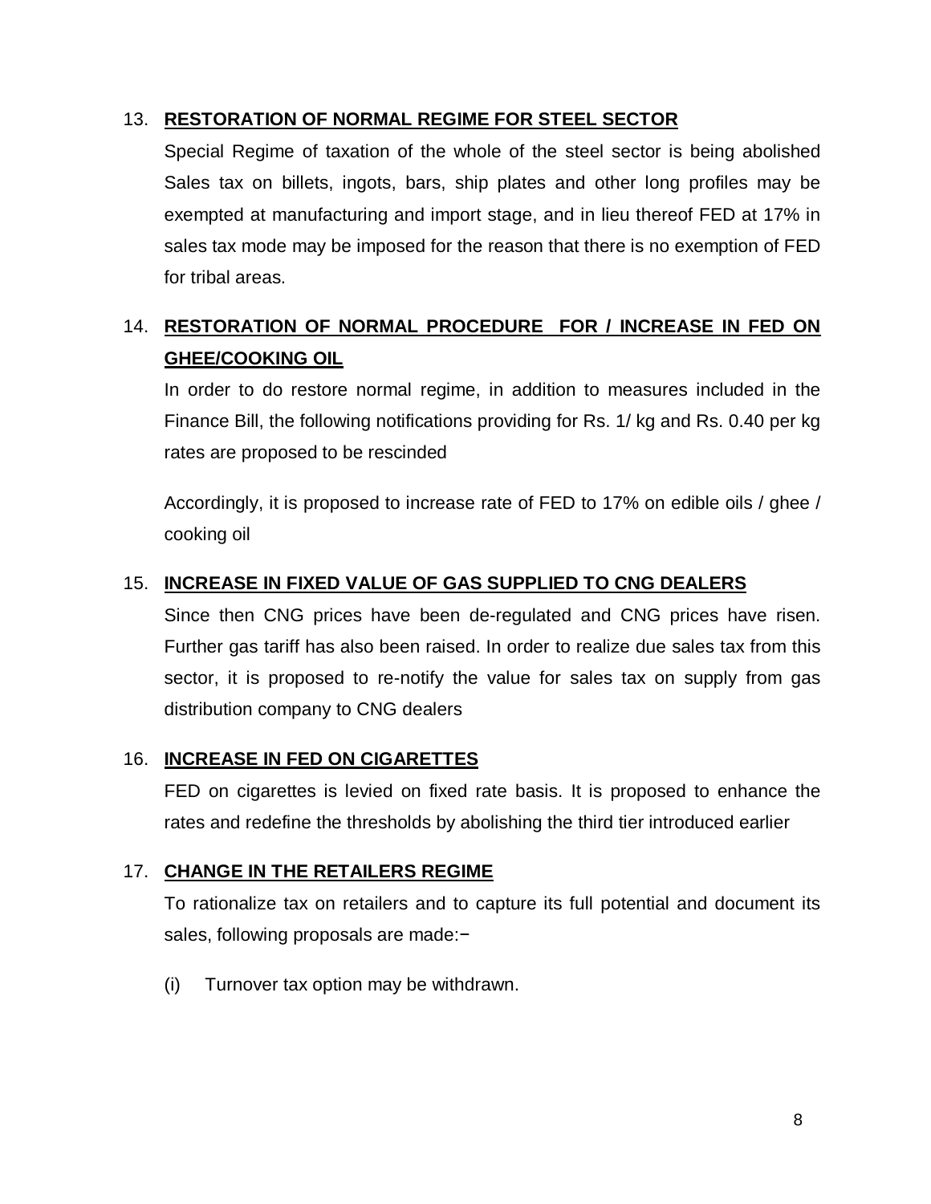13. **RESTORATION OF NORMAL REGIME FOR STEEL SECTOR**

    Special Regime of taxation of the whole of the steel sector is being abolished Sales tax on billets, ingots, bars, ship plates and other long profiles may be exempted at manufacturing and import stage, and in lieu thereof FED at 17% in sales tax mode may be imposed for the reason that there is no exemption of FED for tribal areas.

14. **RESTORATION OF NORMAL PROCEDURE FOR / INCREASE IN FED ON GHEE/COOKING OIL**

    In order to do restore normal regime, in addition to measures included in the Finance Bill, the following notifications providing for Rs. 1/ kg and Rs. 0.40 per kg rates are proposed to be rescinded

    Accordingly, it is proposed to increase rate of FED to 17% on edible oils / ghee / cooking oil

15. **INCREASE IN FIXED VALUE OF GAS SUPPLIED TO CNG DEALERS**

    Since then CNG prices have been de-regulated and CNG prices have risen. Further gas tariff has also been raised. In order to realize due sales tax from this sector, it is proposed to re-notify the value for sales tax on supply from gas distribution company to CNG dealers

16. **INCREASE IN FED ON CIGARETTES**

    FED on cigarettes is levied on fixed rate basis. It is proposed to enhance the rates and redefine the thresholds by abolishing the third tier introduced earlier

17. **CHANGE IN THE RETAILERS REGIME**

    To rationalize tax on retailers and to capture its full potential and document its sales, following proposals are made:−

    (i) Turnover tax option may be withdrawn.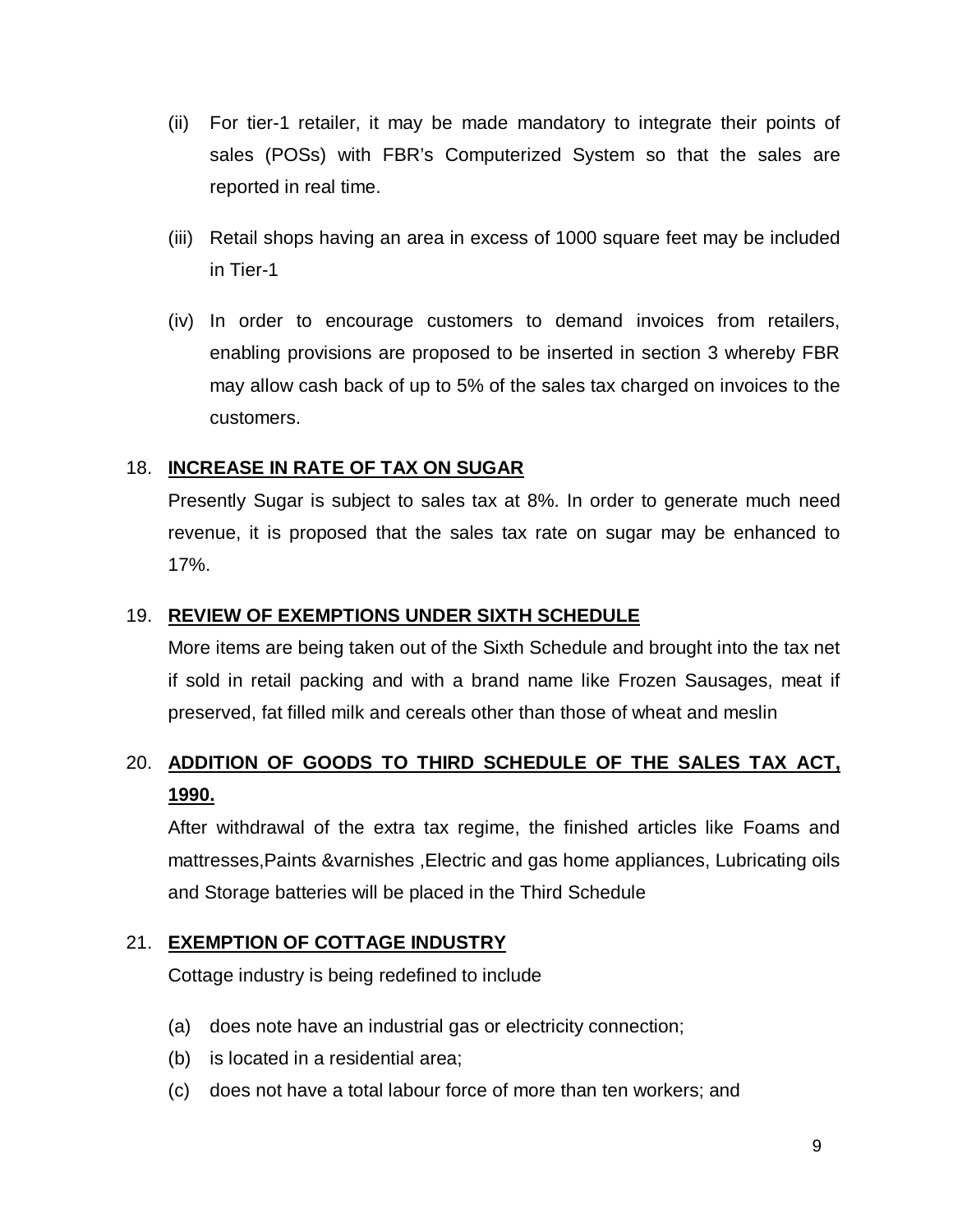(ii) For tier-1 retailer, it may be made mandatory to integrate their points of sales (POSs) with FBR's Computerized System so that the sales are reported in real time.

(iii) Retail shops having an area in excess of 1000 square feet may be included in Tier-1

(iv) In order to encourage customers to demand invoices from retailers, enabling provisions are proposed to be inserted in section 3 whereby FBR may allow cash back of up to 5% of the sales tax charged on invoices to the customers.

18. **INCREASE IN RATE OF TAX ON SUGAR**

Presently Sugar is subject to sales tax at 8%. In order to generate much need revenue, it is proposed that the sales tax rate on sugar may be enhanced to 17%.

19. **REVIEW OF EXEMPTIONS UNDER SIXTH SCHEDULE**

More items are being taken out of the Sixth Schedule and brought into the tax net if sold in retail packing and with a brand name like Frozen Sausages, meat if preserved, fat filled milk and cereals other than those of wheat and meslin

20. **ADDITION OF GOODS TO THIRD SCHEDULE OF THE SALES TAX ACT, 1990.**

After withdrawal of the extra tax regime, the finished articles like Foams and mattresses,Paints &varnishes ,Electric and gas home appliances, Lubricating oils and Storage batteries will be placed in the Third Schedule

21. **EXEMPTION OF COTTAGE INDUSTRY**

Cottage industry is being redefined to include

(a) does note have an industrial gas or electricity connection;
(b) is located in a residential area;
(c) does not have a total labour force of more than ten workers; and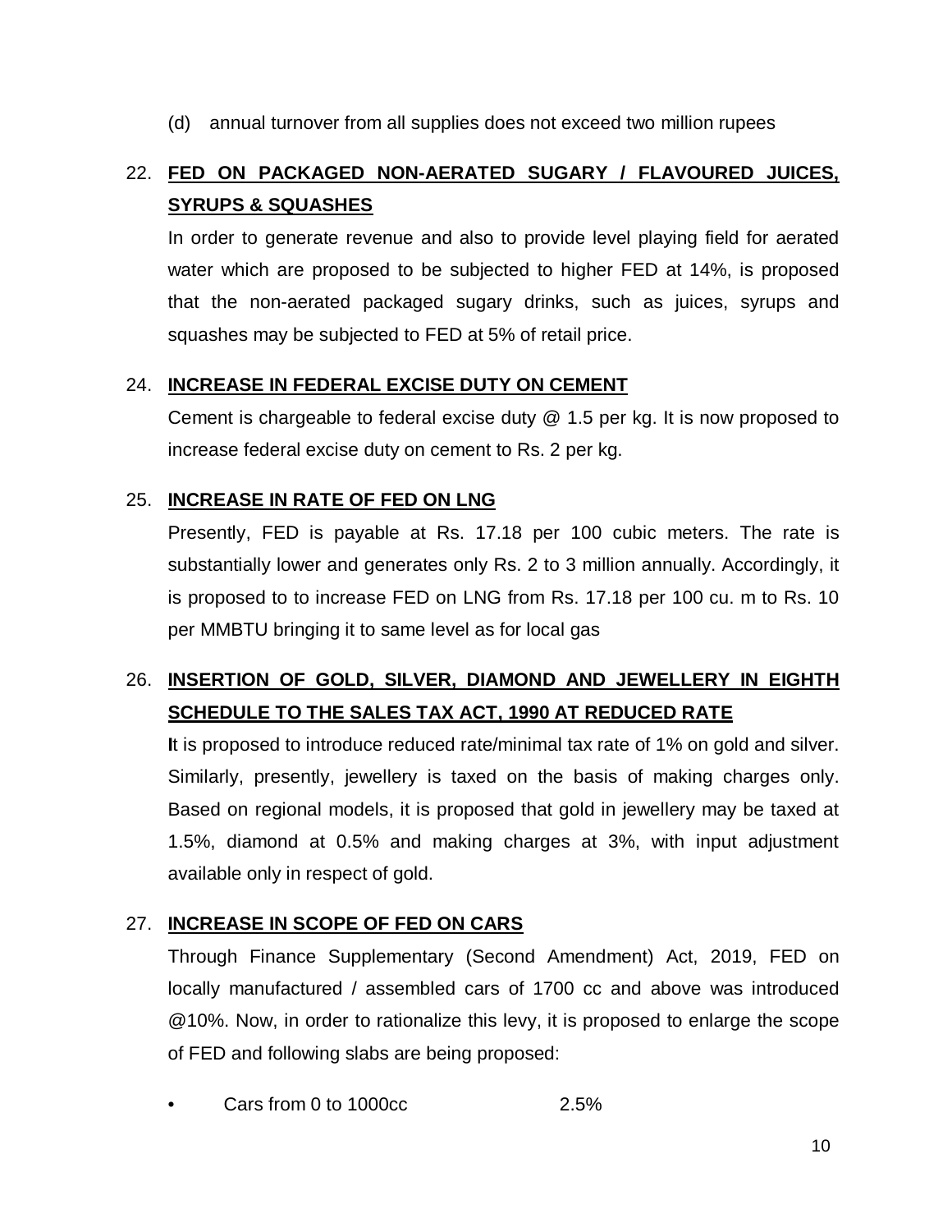(d) annual turnover from all supplies does not exceed two million rupees

## 22. FED ON PACKAGED NON-AERATED SUGARY / FLAVOURED JUICES, SYRUPS & SQUASHES

In order to generate revenue and also to provide level playing field for aerated water which are proposed to be subjected to higher FED at 14%, is proposed that the non-aerated packaged sugary drinks, such as juices, syrups and squashes may be subjected to FED at 5% of retail price.

## 24. INCREASE IN FEDERAL EXCISE DUTY ON CEMENT

Cement is chargeable to federal excise duty @ 1.5 per kg. It is now proposed to increase federal excise duty on cement to Rs. 2 per kg.

## 25. INCREASE IN RATE OF FED ON LNG

Presently, FED is payable at Rs. 17.18 per 100 cubic meters. The rate is substantially lower and generates only Rs. 2 to 3 million annually. Accordingly, it is proposed to to increase FED on LNG from Rs. 17.18 per 100 cu. m to Rs. 10 per MMBTU bringing it to same level as for local gas

## 26. INSERTION OF GOLD, SILVER, DIAMOND AND JEWELLERY IN EIGHTH SCHEDULE TO THE SALES TAX ACT, 1990 AT REDUCED RATE

It is proposed to introduce reduced rate/minimal tax rate of 1% on gold and silver. Similarly, presently, jewellery is taxed on the basis of making charges only. Based on regional models, it is proposed that gold in jewellery may be taxed at 1.5%, diamond at 0.5% and making charges at 3%, with input adjustment available only in respect of gold.

## 27. INCREASE IN SCOPE OF FED ON CARS

Through Finance Supplementary (Second Amendment) Act, 2019, FED on locally manufactured / assembled cars of 1700 cc and above was introduced @10%. Now, in order to rationalize this levy, it is proposed to enlarge the scope of FED and following slabs are being proposed:

- Cars from 0 to 1000cc 2.5%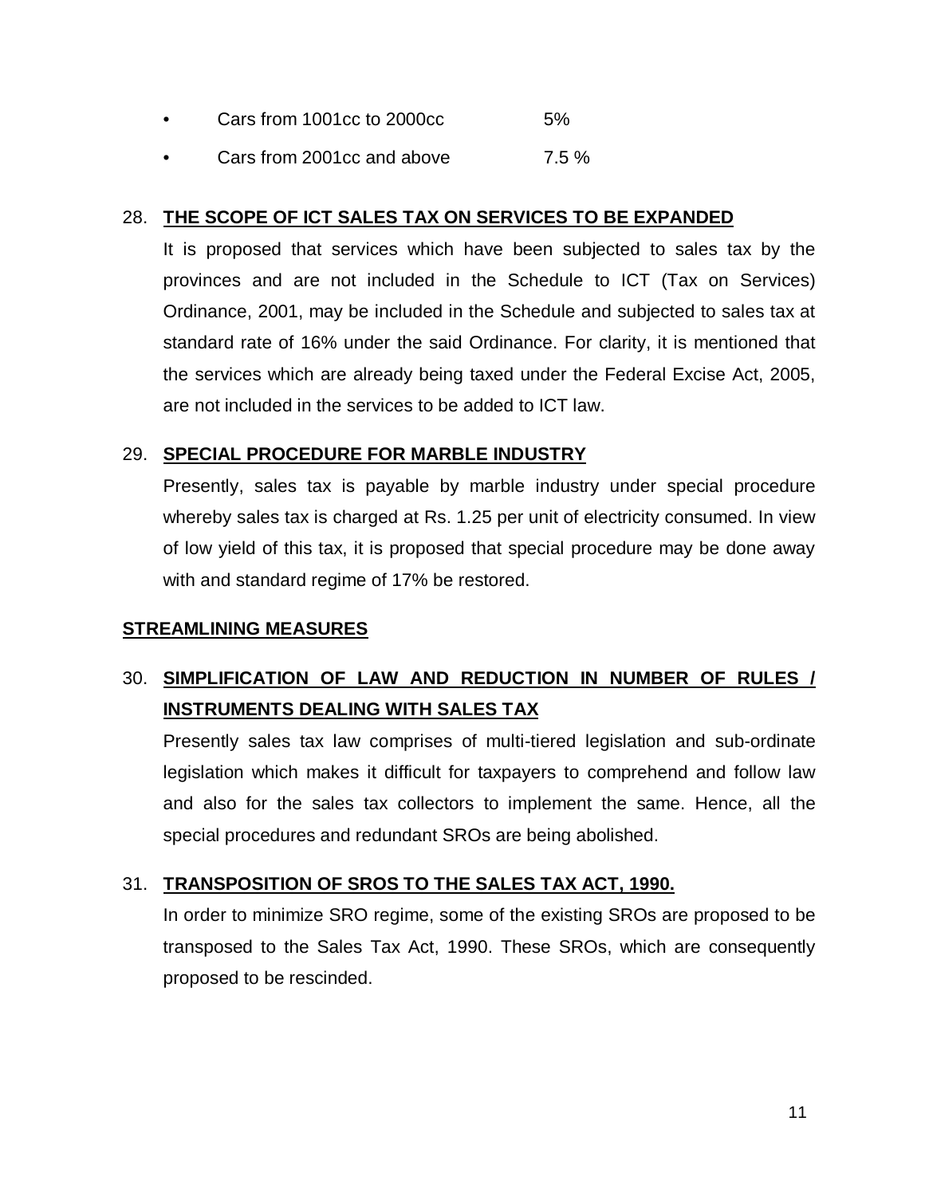- Cars from 1001cc to 2000cc 5%
- Cars from 2001cc and above 7.5 %

28. **THE SCOPE OF ICT SALES TAX ON SERVICES TO BE EXPANDED**

    It is proposed that services which have been subjected to sales tax by the provinces and are not included in the Schedule to ICT (Tax on Services) Ordinance, 2001, may be included in the Schedule and subjected to sales tax at standard rate of 16% under the said Ordinance. For clarity, it is mentioned that the services which are already being taxed under the Federal Excise Act, 2005, are not included in the services to be added to ICT law.

29. **SPECIAL PROCEDURE FOR MARBLE INDUSTRY**

    Presently, sales tax is payable by marble industry under special procedure whereby sales tax is charged at Rs. 1.25 per unit of electricity consumed. In view of low yield of this tax, it is proposed that special procedure may be done away with and standard regime of 17% be restored.

**STREAMLINING MEASURES**

30. **SIMPLIFICATION OF LAW AND REDUCTION IN NUMBER OF RULES / INSTRUMENTS DEALING WITH SALES TAX**

    Presently sales tax law comprises of multi-tiered legislation and sub-ordinate legislation which makes it difficult for taxpayers to comprehend and follow law and also for the sales tax collectors to implement the same. Hence, all the special procedures and redundant SROs are being abolished.

31. **TRANSPOSITION OF SROS TO THE SALES TAX ACT, 1990.**

    In order to minimize SRO regime, some of the existing SROs are proposed to be transposed to the Sales Tax Act, 1990. These SROs, which are consequently proposed to be rescinded.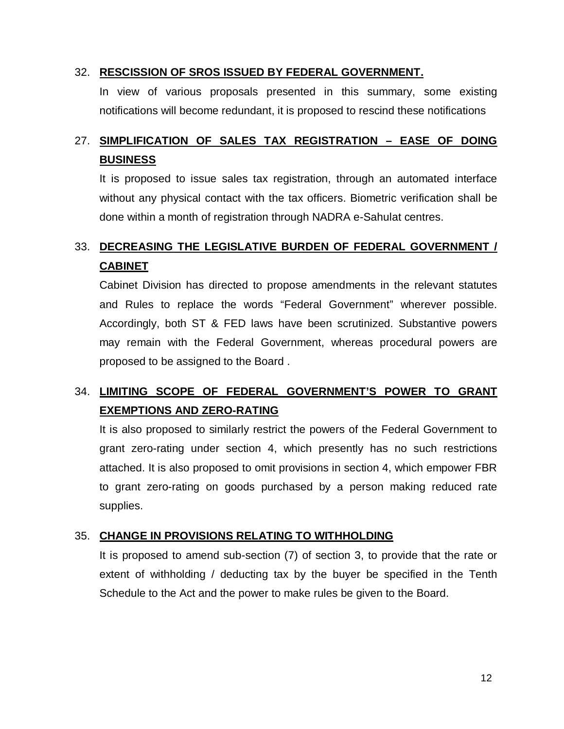32. **RESCISSION OF SROS ISSUED BY FEDERAL GOVERNMENT.**

In view of various proposals presented in this summary, some existing notifications will become redundant, it is proposed to rescind these notifications

27. **SIMPLIFICATION OF SALES TAX REGISTRATION – EASE OF DOING BUSINESS**

It is proposed to issue sales tax registration, through an automated interface without any physical contact with the tax officers. Biometric verification shall be done within a month of registration through NADRA e-Sahulat centres.

33. **DECREASING THE LEGISLATIVE BURDEN OF FEDERAL GOVERNMENT / CABINET**

Cabinet Division has directed to propose amendments in the relevant statutes and Rules to replace the words "Federal Government" wherever possible. Accordingly, both ST & FED laws have been scrutinized. Substantive powers may remain with the Federal Government, whereas procedural powers are proposed to be assigned to the Board .

34. **LIMITING SCOPE OF FEDERAL GOVERNMENT'S POWER TO GRANT EXEMPTIONS AND ZERO-RATING**

It is also proposed to similarly restrict the powers of the Federal Government to grant zero-rating under section 4, which presently has no such restrictions attached. It is also proposed to omit provisions in section 4, which empower FBR to grant zero-rating on goods purchased by a person making reduced rate supplies.

35. **CHANGE IN PROVISIONS RELATING TO WITHHOLDING**

It is proposed to amend sub-section (7) of section 3, to provide that the rate or extent of withholding / deducting tax by the buyer be specified in the Tenth Schedule to the Act and the power to make rules be given to the Board.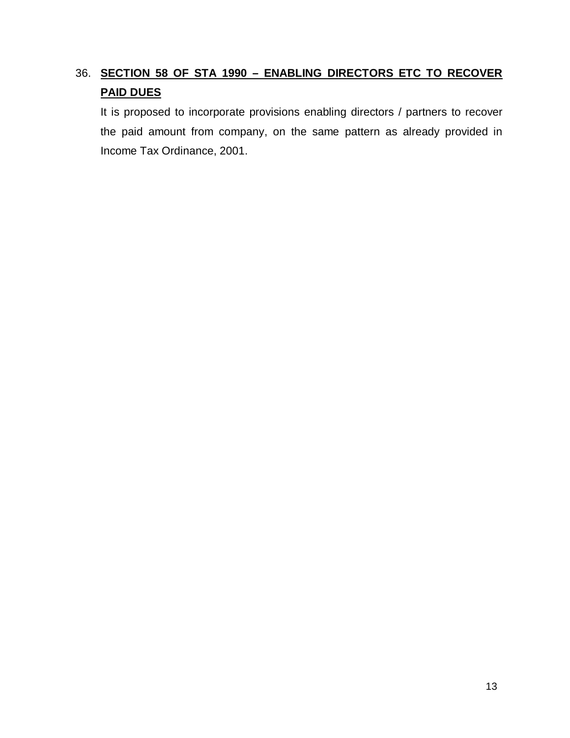36. **<u>SECTION 58 OF STA 1990 – ENABLING DIRECTORS ETC TO RECOVER PAID DUES</u>**

    It is proposed to incorporate provisions enabling directors / partners to recover the paid amount from company, on the same pattern as already provided in Income Tax Ordinance, 2001.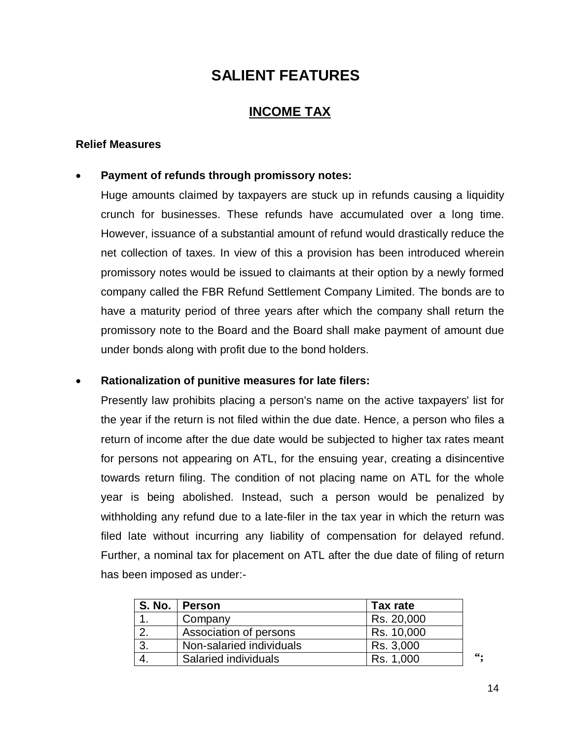# SALIENT FEATURES

## INCOME TAX

### Relief Measures

- **Payment of refunds through promissory notes:**

  Huge amounts claimed by taxpayers are stuck up in refunds causing a liquidity crunch for businesses. These refunds have accumulated over a long time. However, issuance of a substantial amount of refund would drastically reduce the net collection of taxes. In view of this a provision has been introduced wherein promissory notes would be issued to claimants at their option by a newly formed company called the FBR Refund Settlement Company Limited. The bonds are to have a maturity period of three years after which the company shall return the promissory note to the Board and the Board shall make payment of amount due under bonds along with profit due to the bond holders.

- **Rationalization of punitive measures for late filers:**

  Presently law prohibits placing a person's name on the active taxpayers' list for the year if the return is not filed within the due date. Hence, a person who files a return of income after the due date would be subjected to higher tax rates meant for persons not appearing on ATL, for the ensuing year, creating a disincentive towards return filing. The condition of not placing name on ATL for the whole year is being abolished. Instead, such a person would be penalized by withholding any refund due to a late-filer in the tax year in which the return was filed late without incurring any liability of compensation for delayed refund. Further, a nominal tax for placement on ATL after the due date of filing of return has been imposed as under:-

| S. No. | Person | Tax rate |
|---|---|---|
| 1. | Company | Rs. 20,000 |
| 2. | Association of persons | Rs. 10,000 |
| 3. | Non-salaried individuals | Rs. 3,000 |
| 4. | Salaried individuals | Rs. 1,000 |

";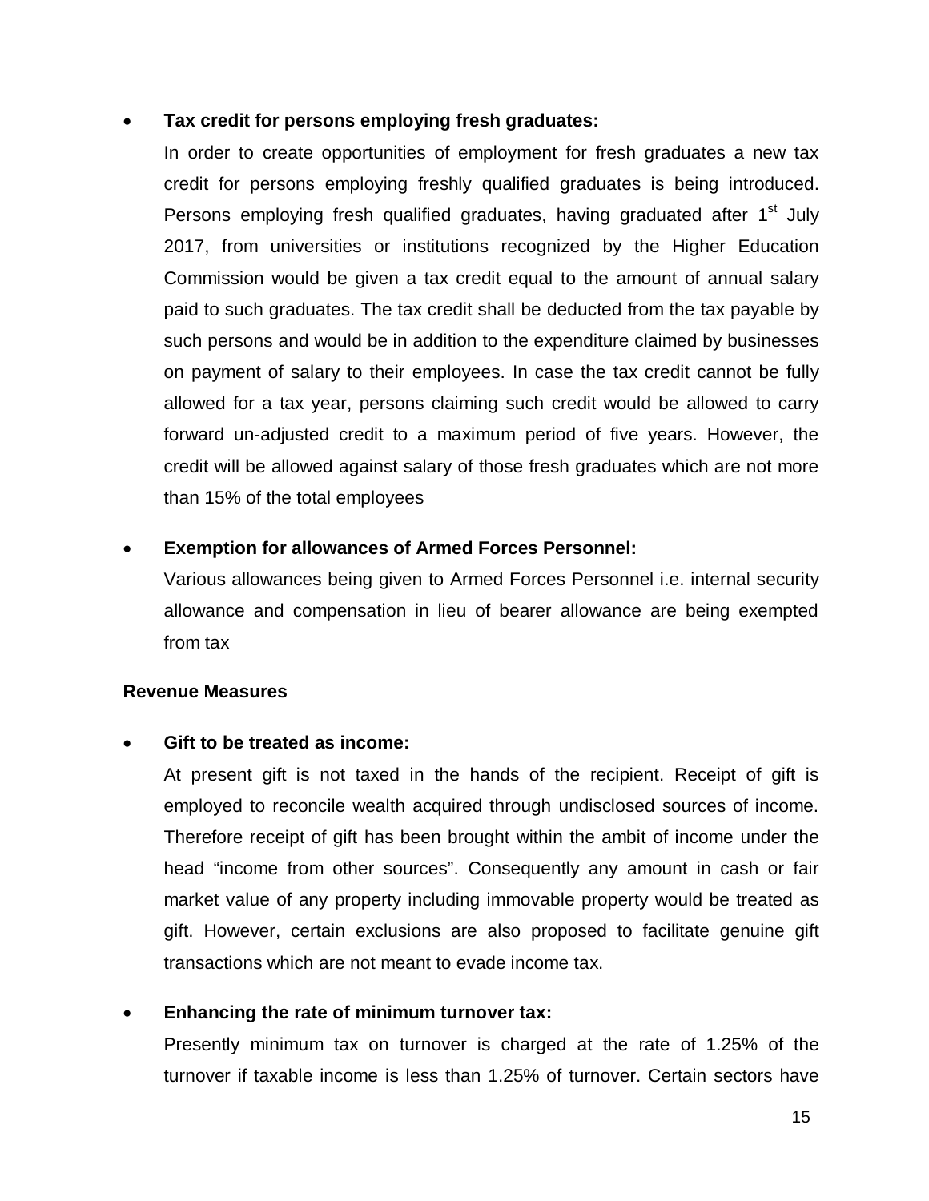- **Tax credit for persons employing fresh graduates:**

  In order to create opportunities of employment for fresh graduates a new tax credit for persons employing freshly qualified graduates is being introduced. Persons employing fresh qualified graduates, having graduated after 1st July 2017, from universities or institutions recognized by the Higher Education Commission would be given a tax credit equal to the amount of annual salary paid to such graduates. The tax credit shall be deducted from the tax payable by such persons and would be in addition to the expenditure claimed by businesses on payment of salary to their employees. In case the tax credit cannot be fully allowed for a tax year, persons claiming such credit would be allowed to carry forward un-adjusted credit to a maximum period of five years. However, the credit will be allowed against salary of those fresh graduates which are not more than 15% of the total employees

- **Exemption for allowances of Armed Forces Personnel:**

  Various allowances being given to Armed Forces Personnel i.e. internal security allowance and compensation in lieu of bearer allowance are being exempted from tax

**Revenue Measures**

- **Gift to be treated as income:**

  At present gift is not taxed in the hands of the recipient. Receipt of gift is employed to reconcile wealth acquired through undisclosed sources of income. Therefore receipt of gift has been brought within the ambit of income under the head "income from other sources". Consequently any amount in cash or fair market value of any property including immovable property would be treated as gift. However, certain exclusions are also proposed to facilitate genuine gift transactions which are not meant to evade income tax.

- **Enhancing the rate of minimum turnover tax:**

  Presently minimum tax on turnover is charged at the rate of 1.25% of the turnover if taxable income is less than 1.25% of turnover. Certain sectors have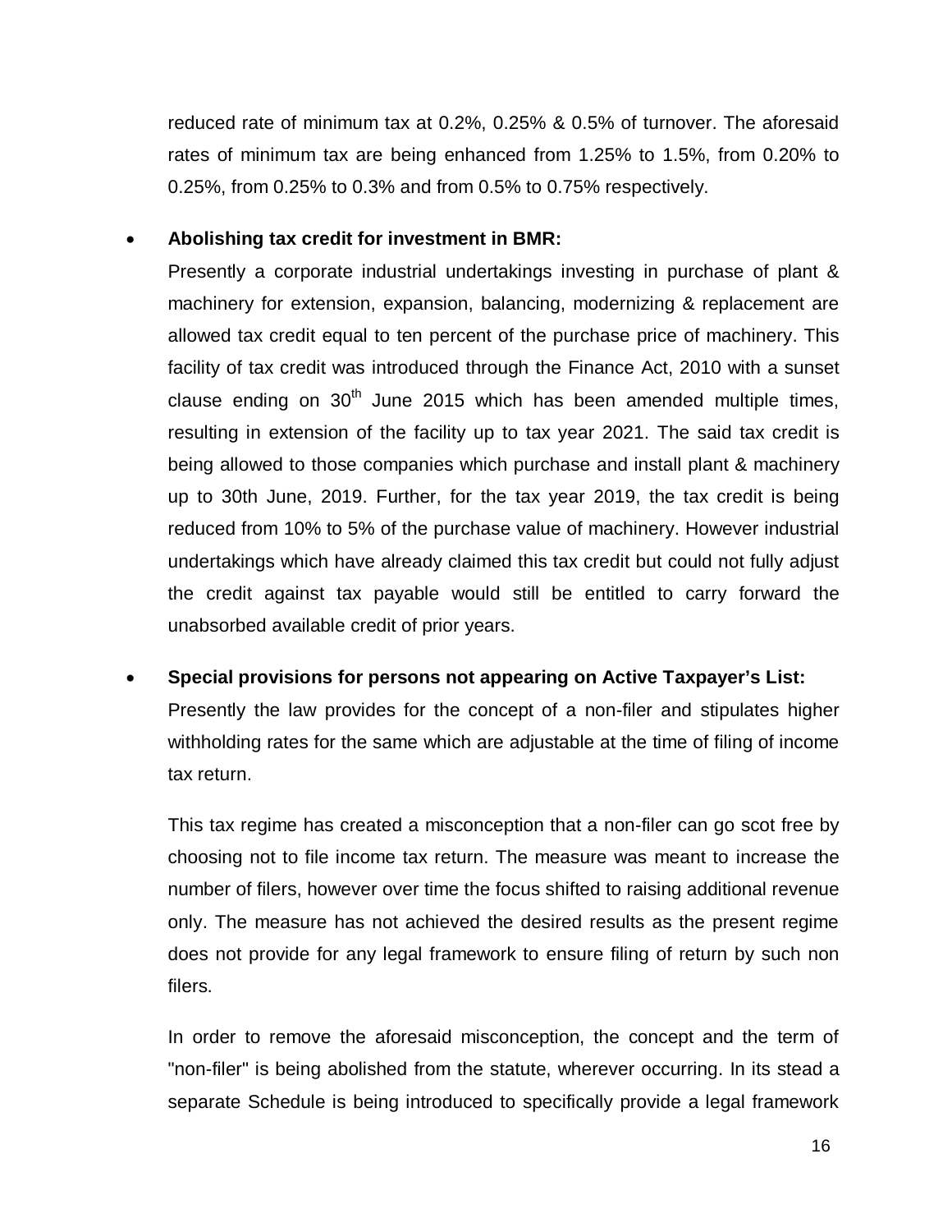reduced rate of minimum tax at 0.2%, 0.25% & 0.5% of turnover. The aforesaid rates of minimum tax are being enhanced from 1.25% to 1.5%, from 0.20% to 0.25%, from 0.25% to 0.3% and from 0.5% to 0.75% respectively.

- **Abolishing tax credit for investment in BMR:**

  Presently a corporate industrial undertakings investing in purchase of plant & machinery for extension, expansion, balancing, modernizing & replacement are allowed tax credit equal to ten percent of the purchase price of machinery. This facility of tax credit was introduced through the Finance Act, 2010 with a sunset clause ending on 30th June 2015 which has been amended multiple times, resulting in extension of the facility up to tax year 2021. The said tax credit is being allowed to those companies which purchase and install plant & machinery up to 30th June, 2019. Further, for the tax year 2019, the tax credit is being reduced from 10% to 5% of the purchase value of machinery. However industrial undertakings which have already claimed this tax credit but could not fully adjust the credit against tax payable would still be entitled to carry forward the unabsorbed available credit of prior years.

- **Special provisions for persons not appearing on Active Taxpayer's List:**

  Presently the law provides for the concept of a non-filer and stipulates higher withholding rates for the same which are adjustable at the time of filing of income tax return.

  This tax regime has created a misconception that a non-filer can go scot free by choosing not to file income tax return. The measure was meant to increase the number of filers, however over time the focus shifted to raising additional revenue only. The measure has not achieved the desired results as the present regime does not provide for any legal framework to ensure filing of return by such non filers.

  In order to remove the aforesaid misconception, the concept and the term of "non-filer" is being abolished from the statute, wherever occurring. In its stead a separate Schedule is being introduced to specifically provide a legal framework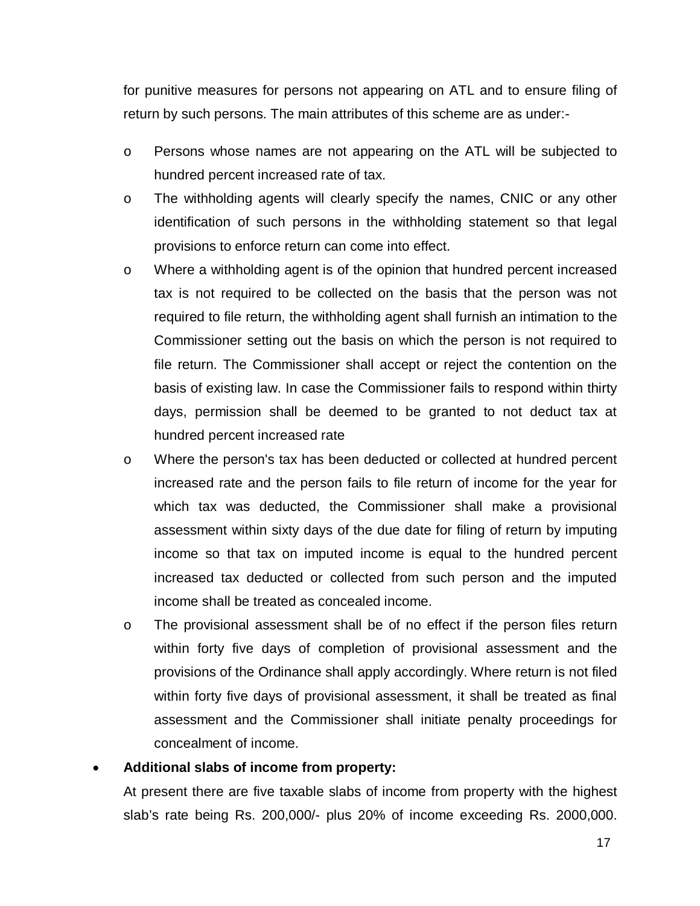for punitive measures for persons not appearing on ATL and to ensure filing of return by such persons. The main attributes of this scheme are as under:-

- Persons whose names are not appearing on the ATL will be subjected to hundred percent increased rate of tax.
- The withholding agents will clearly specify the names, CNIC or any other identification of such persons in the withholding statement so that legal provisions to enforce return can come into effect.
- Where a withholding agent is of the opinion that hundred percent increased tax is not required to be collected on the basis that the person was not required to file return, the withholding agent shall furnish an intimation to the Commissioner setting out the basis on which the person is not required to file return. The Commissioner shall accept or reject the contention on the basis of existing law. In case the Commissioner fails to respond within thirty days, permission shall be deemed to be granted to not deduct tax at hundred percent increased rate
- Where the person's tax has been deducted or collected at hundred percent increased rate and the person fails to file return of income for the year for which tax was deducted, the Commissioner shall make a provisional assessment within sixty days of the due date for filing of return by imputing income so that tax on imputed income is equal to the hundred percent increased tax deducted or collected from such person and the imputed income shall be treated as concealed income.
- The provisional assessment shall be of no effect if the person files return within forty five days of completion of provisional assessment and the provisions of the Ordinance shall apply accordingly. Where return is not filed within forty five days of provisional assessment, it shall be treated as final assessment and the Commissioner shall initiate penalty proceedings for concealment of income.

- **Additional slabs of income from property:**

  At present there are five taxable slabs of income from property with the highest slab's rate being Rs. 200,000/- plus 20% of income exceeding Rs. 2000,000.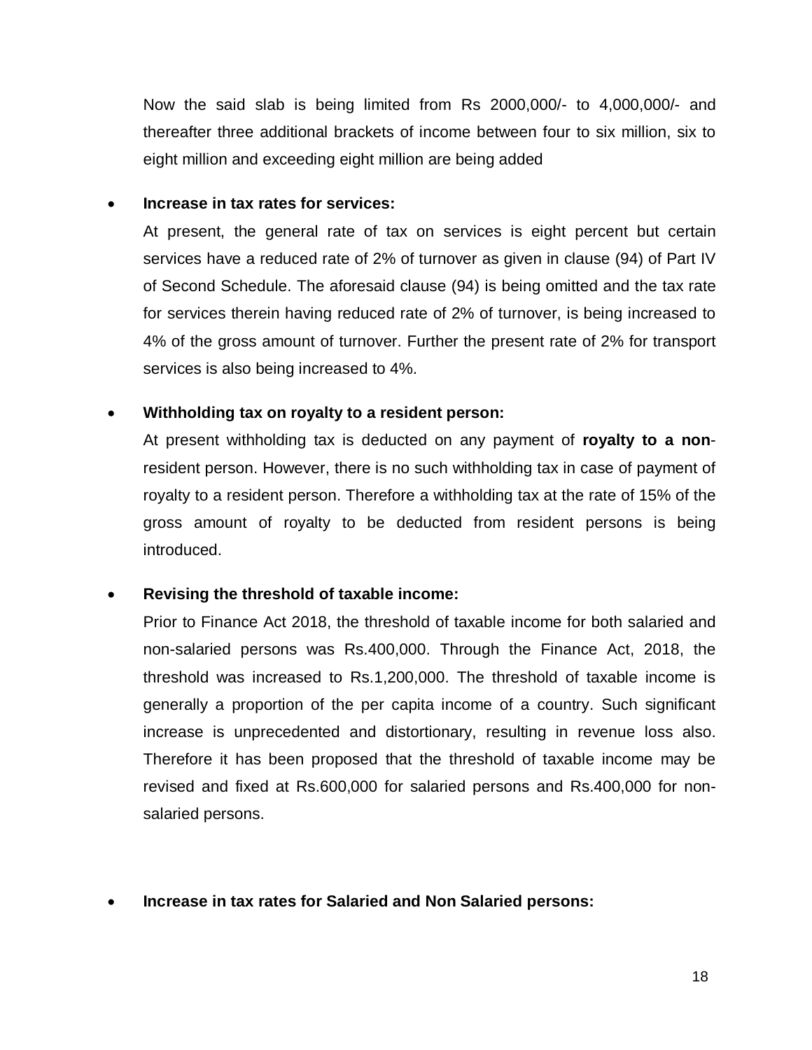Now the said slab is being limited from Rs 2000,000/- to 4,000,000/- and thereafter three additional brackets of income between four to six million, six to eight million and exceeding eight million are being added

- **Increase in tax rates for services:**

  At present, the general rate of tax on services is eight percent but certain services have a reduced rate of 2% of turnover as given in clause (94) of Part IV of Second Schedule. The aforesaid clause (94) is being omitted and the tax rate for services therein having reduced rate of 2% of turnover, is being increased to 4% of the gross amount of turnover. Further the present rate of 2% for transport services is also being increased to 4%.

- **Withholding tax on royalty to a resident person:**

  At present withholding tax is deducted on any payment of **royalty to a non**-resident person. However, there is no such withholding tax in case of payment of royalty to a resident person. Therefore a withholding tax at the rate of 15% of the gross amount of royalty to be deducted from resident persons is being introduced.

- **Revising the threshold of taxable income:**

  Prior to Finance Act 2018, the threshold of taxable income for both salaried and non-salaried persons was Rs.400,000. Through the Finance Act, 2018, the threshold was increased to Rs.1,200,000. The threshold of taxable income is generally a proportion of the per capita income of a country. Such significant increase is unprecedented and distortionary, resulting in revenue loss also. Therefore it has been proposed that the threshold of taxable income may be revised and fixed at Rs.600,000 for salaried persons and Rs.400,000 for non-salaried persons.

- **Increase in tax rates for Salaried and Non Salaried persons:**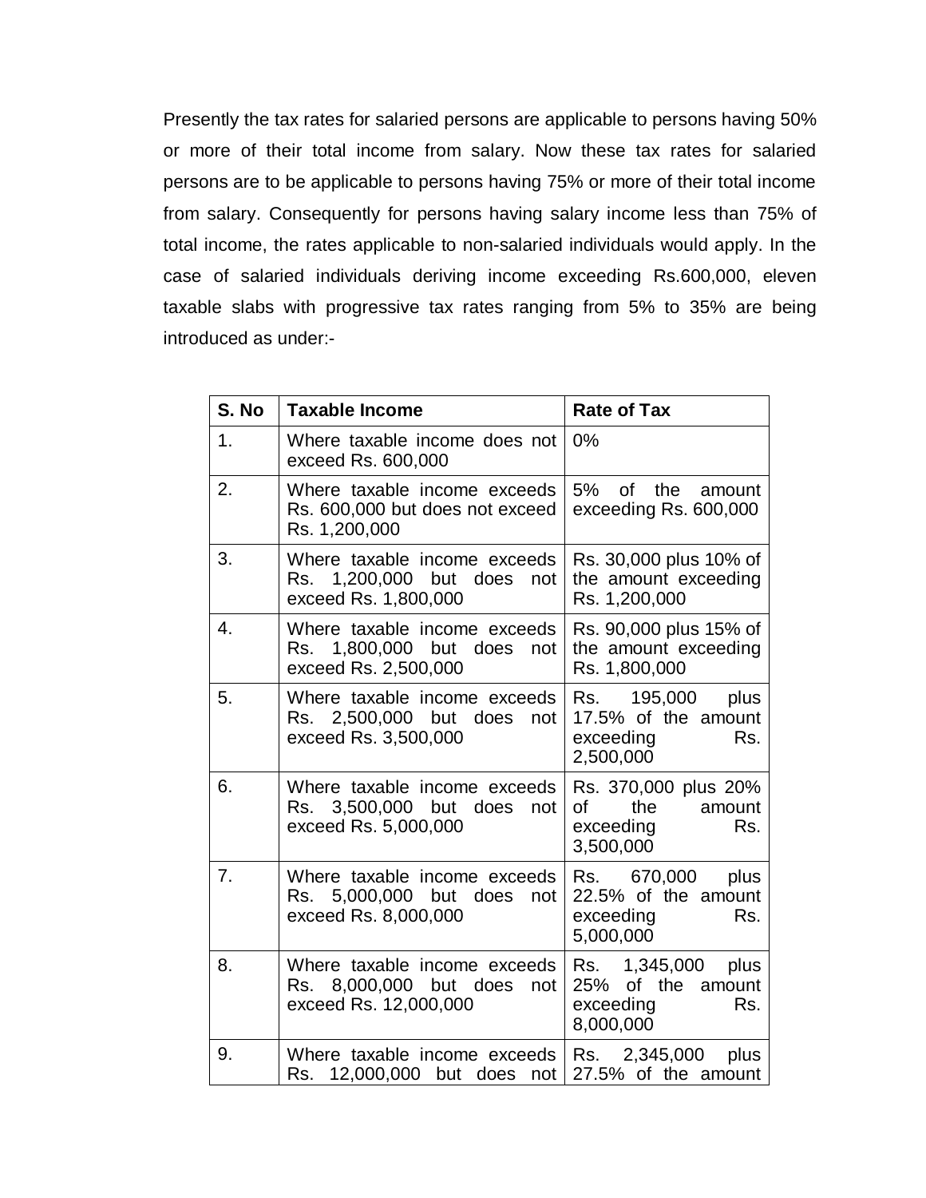Presently the tax rates for salaried persons are applicable to persons having 50% or more of their total income from salary. Now these tax rates for salaried persons are to be applicable to persons having 75% or more of their total income from salary. Consequently for persons having salary income less than 75% of total income, the rates applicable to non-salaried individuals would apply. In the case of salaried individuals deriving income exceeding Rs.600,000, eleven taxable slabs with progressive tax rates ranging from 5% to 35% are being introduced as under:-

| S. No | Taxable Income | Rate of Tax |
|---|---|---|
| 1. | Where taxable income does not exceed Rs. 600,000 | 0% |
| 2. | Where taxable income exceeds Rs. 600,000 but does not exceed Rs. 1,200,000 | 5% of the amount exceeding Rs. 600,000 |
| 3. | Where taxable income exceeds Rs. 1,200,000 but does not exceed Rs. 1,800,000 | Rs. 30,000 plus 10% of the amount exceeding Rs. 1,200,000 |
| 4. | Where taxable income exceeds Rs. 1,800,000 but does not exceed Rs. 2,500,000 | Rs. 90,000 plus 15% of the amount exceeding Rs. 1,800,000 |
| 5. | Where taxable income exceeds Rs. 2,500,000 but does not exceed Rs. 3,500,000 | Rs. 195,000 plus 17.5% of the amount exceeding Rs. 2,500,000 |
| 6. | Where taxable income exceeds Rs. 3,500,000 but does not exceed Rs. 5,000,000 | Rs. 370,000 plus 20% of the amount exceeding Rs. 3,500,000 |
| 7. | Where taxable income exceeds Rs. 5,000,000 but does not exceed Rs. 8,000,000 | Rs. 670,000 plus 22.5% of the amount exceeding Rs. 5,000,000 |
| 8. | Where taxable income exceeds Rs. 8,000,000 but does not exceed Rs. 12,000,000 | Rs. 1,345,000 plus 25% of the amount exceeding Rs. 8,000,000 |
| 9. | Where taxable income exceeds Rs. 12,000,000 but does not | Rs. 2,345,000 plus 27.5% of the amount |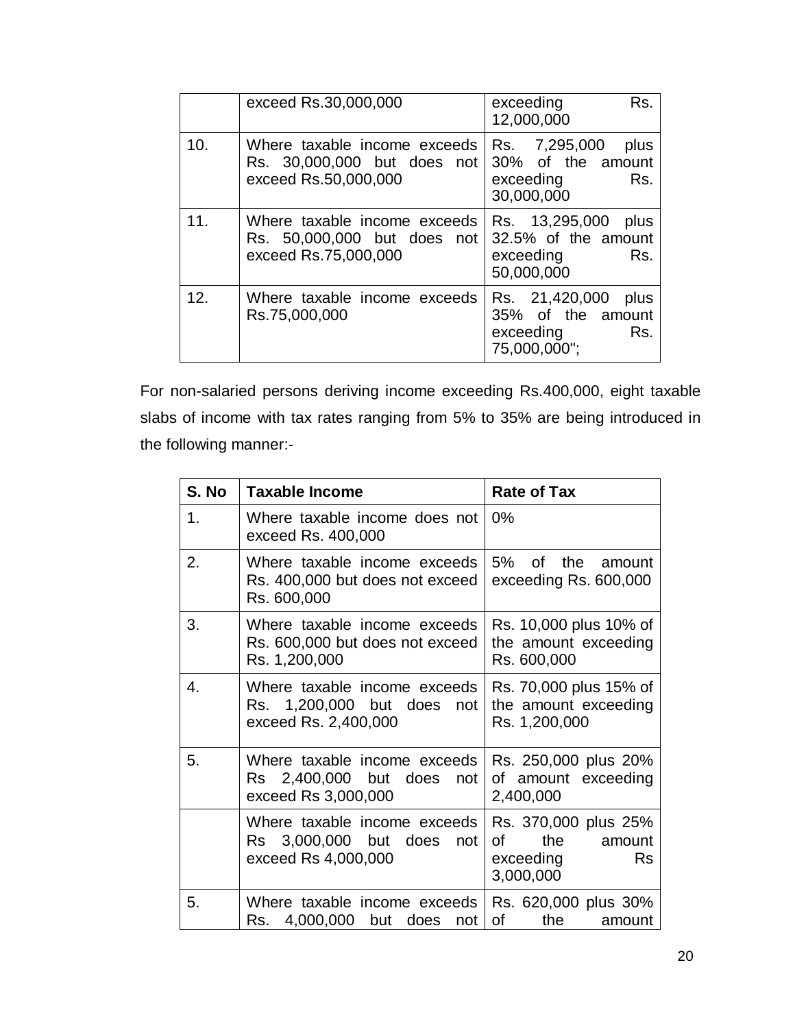| | | |
|---|---|---|
| | exceed Rs.30,000,000 | exceeding Rs. 12,000,000 |
| 10. | Where taxable income exceeds Rs. 30,000,000 but does not exceed Rs.50,000,000 | Rs. 7,295,000 plus 30% of the amount exceeding Rs. 30,000,000 |
| 11. | Where taxable income exceeds Rs. 50,000,000 but does not exceed Rs.75,000,000 | Rs. 13,295,000 plus 32.5% of the amount exceeding Rs. 50,000,000 |
| 12. | Where taxable income exceeds Rs.75,000,000 | Rs. 21,420,000 plus 35% of the amount exceeding Rs. 75,000,000"; |

For non-salaried persons deriving income exceeding Rs.400,000, eight taxable slabs of income with tax rates ranging from 5% to 35% are being introduced in the following manner:-

| S. No | Taxable Income | Rate of Tax |
|---|---|---|
| 1. | Where taxable income does not exceed Rs. 400,000 | 0% |
| 2. | Where taxable income exceeds Rs. 400,000 but does not exceed Rs. 600,000 | 5% of the amount exceeding Rs. 600,000 |
| 3. | Where taxable income exceeds Rs. 600,000 but does not exceed Rs. 1,200,000 | Rs. 10,000 plus 10% of the amount exceeding Rs. 600,000 |
| 4. | Where taxable income exceeds Rs. 1,200,000 but does not exceed Rs. 2,400,000 | Rs. 70,000 plus 15% of the amount exceeding Rs. 1,200,000 |
| 5. | Where taxable income exceeds Rs 2,400,000 but does not exceed Rs 3,000,000 | Rs. 250,000 plus 20% of amount exceeding 2,400,000 |
| | Where taxable income exceeds Rs 3,000,000 but does not exceed Rs 4,000,000 | Rs. 370,000 plus 25% of the amount exceeding Rs 3,000,000 |
| 5. | Where taxable income exceeds Rs. 4,000,000 but does not | Rs. 620,000 plus 30% of the amount |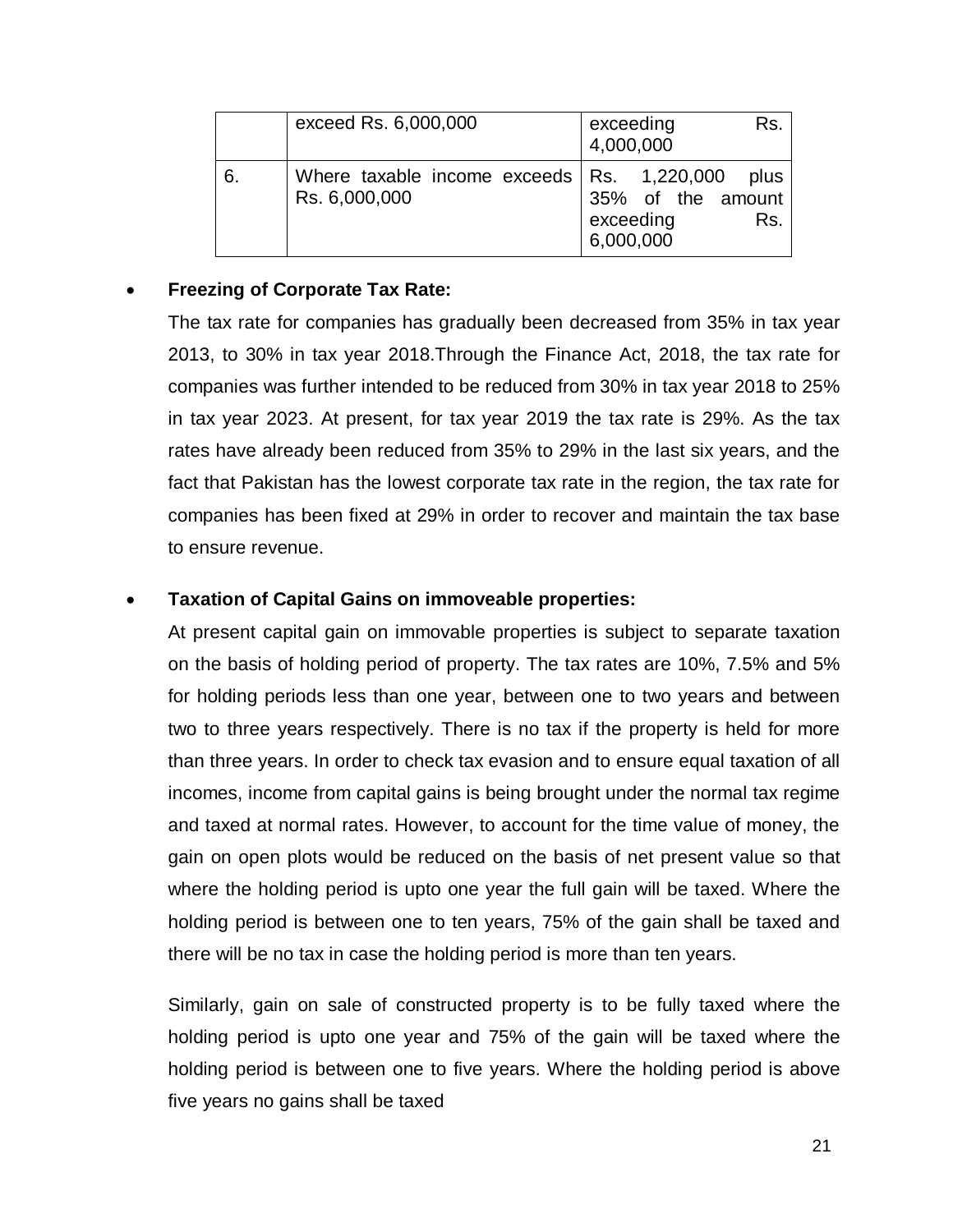| | exceed Rs. 6,000,000 | exceeding Rs. 4,000,000 |
|---|---|---|
| 6. | Where taxable income exceeds Rs. 6,000,000 | Rs. 1,220,000 plus 35% of the amount exceeding Rs. 6,000,000 |

- **Freezing of Corporate Tax Rate:**

  The tax rate for companies has gradually been decreased from 35% in tax year 2013, to 30% in tax year 2018.Through the Finance Act, 2018, the tax rate for companies was further intended to be reduced from 30% in tax year 2018 to 25% in tax year 2023. At present, for tax year 2019 the tax rate is 29%. As the tax rates have already been reduced from 35% to 29% in the last six years, and the fact that Pakistan has the lowest corporate tax rate in the region, the tax rate for companies has been fixed at 29% in order to recover and maintain the tax base to ensure revenue.

- **Taxation of Capital Gains on immoveable properties:**

  At present capital gain on immovable properties is subject to separate taxation on the basis of holding period of property. The tax rates are 10%, 7.5% and 5% for holding periods less than one year, between one to two years and between two to three years respectively. There is no tax if the property is held for more than three years. In order to check tax evasion and to ensure equal taxation of all incomes, income from capital gains is being brought under the normal tax regime and taxed at normal rates. However, to account for the time value of money, the gain on open plots would be reduced on the basis of net present value so that where the holding period is upto one year the full gain will be taxed. Where the holding period is between one to ten years, 75% of the gain shall be taxed and there will be no tax in case the holding period is more than ten years.

  Similarly, gain on sale of constructed property is to be fully taxed where the holding period is upto one year and 75% of the gain will be taxed where the holding period is between one to five years. Where the holding period is above five years no gains shall be taxed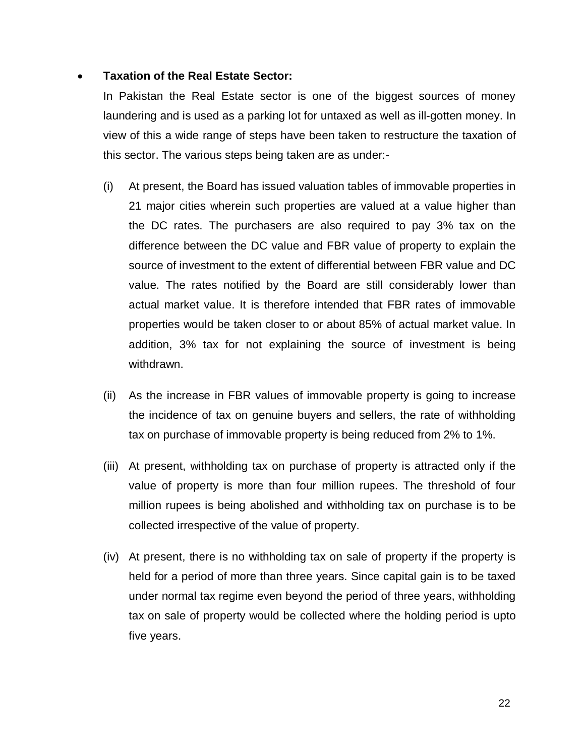- **Taxation of the Real Estate Sector:**

  In Pakistan the Real Estate sector is one of the biggest sources of money laundering and is used as a parking lot for untaxed as well as ill-gotten money. In view of this a wide range of steps have been taken to restructure the taxation of this sector. The various steps being taken are as under:-

  (i) At present, the Board has issued valuation tables of immovable properties in 21 major cities wherein such properties are valued at a value higher than the DC rates. The purchasers are also required to pay 3% tax on the difference between the DC value and FBR value of property to explain the source of investment to the extent of differential between FBR value and DC value. The rates notified by the Board are still considerably lower than actual market value. It is therefore intended that FBR rates of immovable properties would be taken closer to or about 85% of actual market value. In addition, 3% tax for not explaining the source of investment is being withdrawn.

  (ii) As the increase in FBR values of immovable property is going to increase the incidence of tax on genuine buyers and sellers, the rate of withholding tax on purchase of immovable property is being reduced from 2% to 1%.

  (iii) At present, withholding tax on purchase of property is attracted only if the value of property is more than four million rupees. The threshold of four million rupees is being abolished and withholding tax on purchase is to be collected irrespective of the value of property.

  (iv) At present, there is no withholding tax on sale of property if the property is held for a period of more than three years. Since capital gain is to be taxed under normal tax regime even beyond the period of three years, withholding tax on sale of property would be collected where the holding period is upto five years.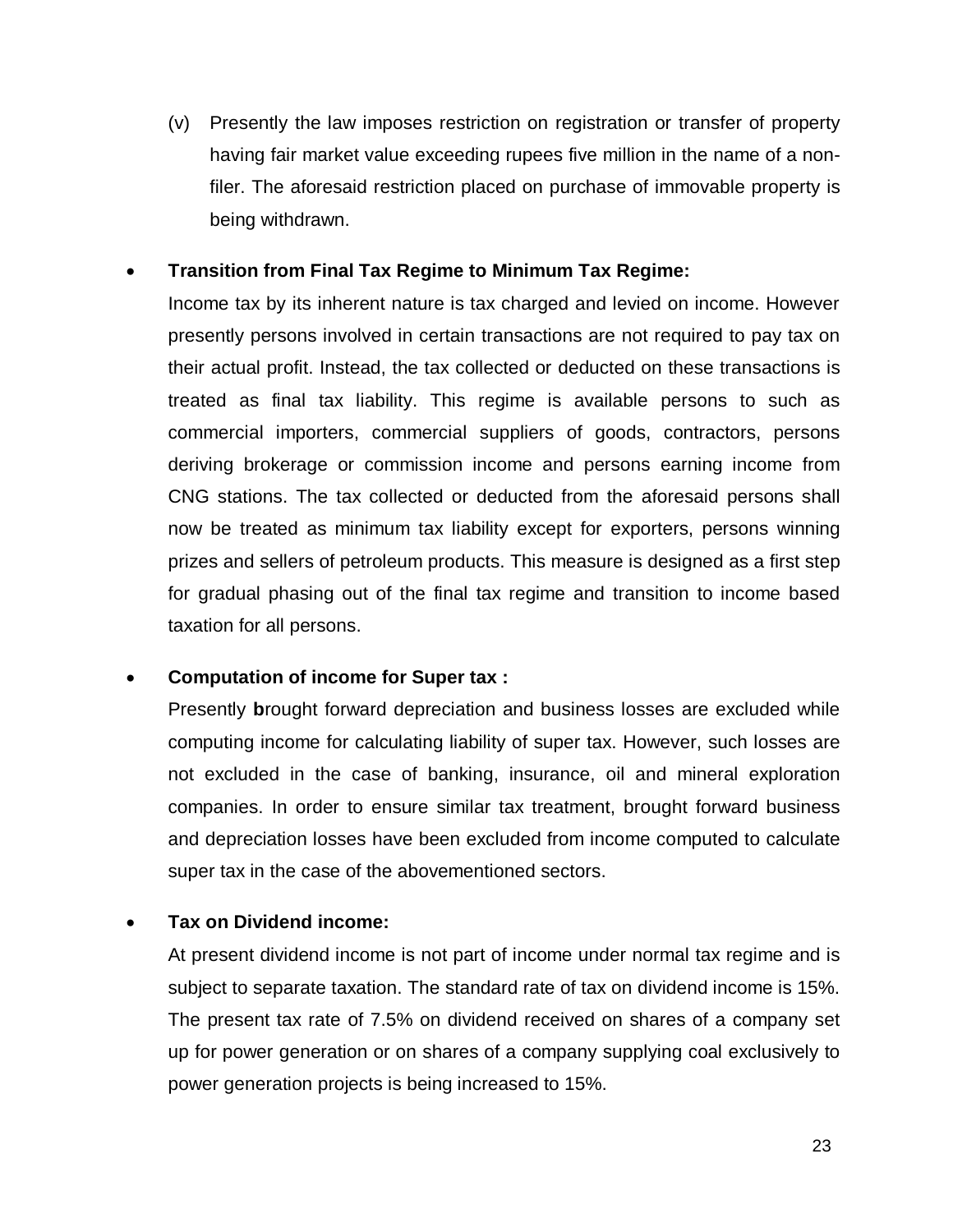(v) Presently the law imposes restriction on registration or transfer of property having fair market value exceeding rupees five million in the name of a non-filer. The aforesaid restriction placed on purchase of immovable property is being withdrawn.

- **Transition from Final Tax Regime to Minimum Tax Regime:**

  Income tax by its inherent nature is tax charged and levied on income. However presently persons involved in certain transactions are not required to pay tax on their actual profit. Instead, the tax collected or deducted on these transactions is treated as final tax liability. This regime is available persons to such as commercial importers, commercial suppliers of goods, contractors, persons deriving brokerage or commission income and persons earning income from CNG stations. The tax collected or deducted from the aforesaid persons shall now be treated as minimum tax liability except for exporters, persons winning prizes and sellers of petroleum products. This measure is designed as a first step for gradual phasing out of the final tax regime and transition to income based taxation for all persons.

- **Computation of income for Super tax :**

  Presently **b**rought forward depreciation and business losses are excluded while computing income for calculating liability of super tax. However, such losses are not excluded in the case of banking, insurance, oil and mineral exploration companies. In order to ensure similar tax treatment, brought forward business and depreciation losses have been excluded from income computed to calculate super tax in the case of the abovementioned sectors.

- **Tax on Dividend income:**

  At present dividend income is not part of income under normal tax regime and is subject to separate taxation. The standard rate of tax on dividend income is 15%. The present tax rate of 7.5% on dividend received on shares of a company set up for power generation or on shares of a company supplying coal exclusively to power generation projects is being increased to 15%.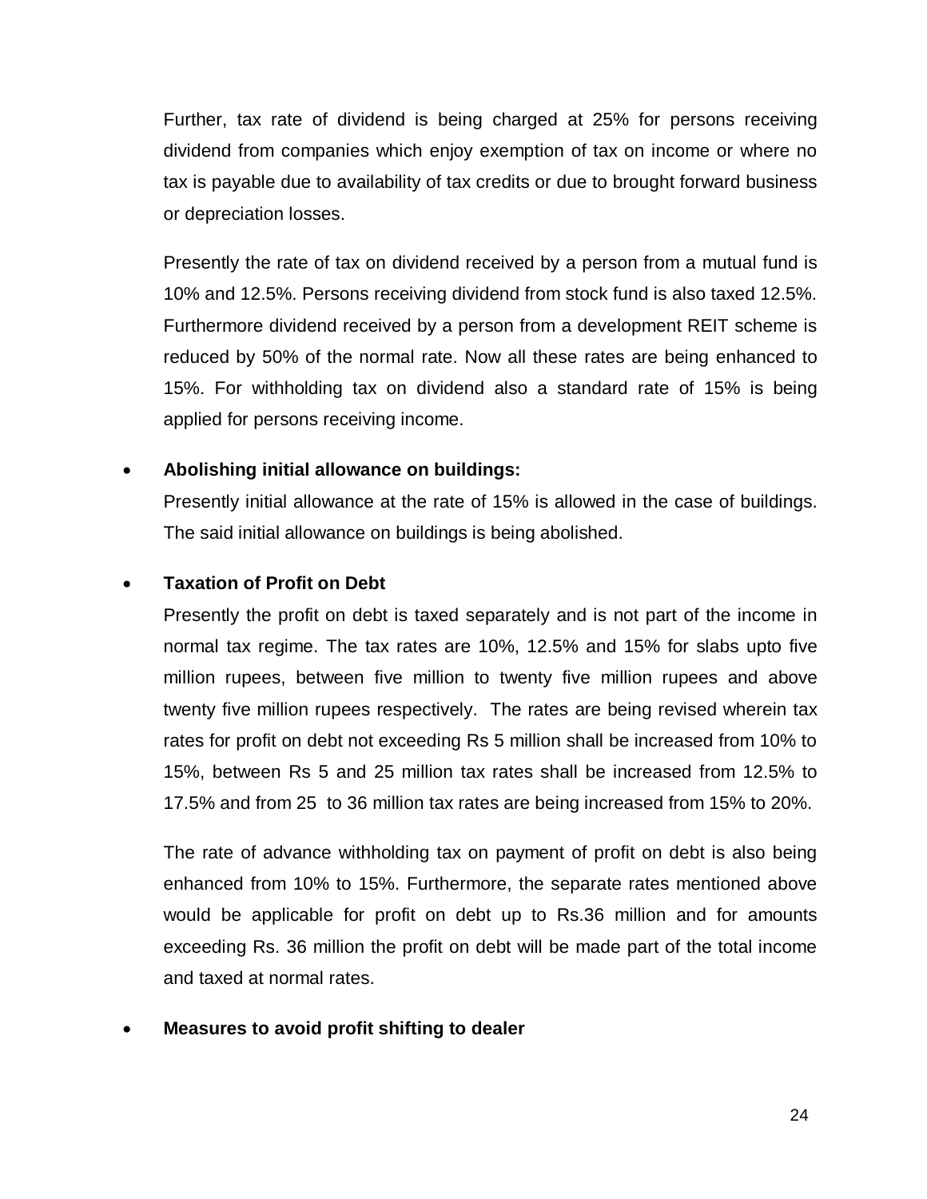Further, tax rate of dividend is being charged at 25% for persons receiving dividend from companies which enjoy exemption of tax on income or where no tax is payable due to availability of tax credits or due to brought forward business or depreciation losses.

Presently the rate of tax on dividend received by a person from a mutual fund is 10% and 12.5%. Persons receiving dividend from stock fund is also taxed 12.5%. Furthermore dividend received by a person from a development REIT scheme is reduced by 50% of the normal rate. Now all these rates are being enhanced to 15%. For withholding tax on dividend also a standard rate of 15% is being applied for persons receiving income.

- **Abolishing initial allowance on buildings:**

  Presently initial allowance at the rate of 15% is allowed in the case of buildings. The said initial allowance on buildings is being abolished.

- **Taxation of Profit on Debt**

  Presently the profit on debt is taxed separately and is not part of the income in normal tax regime. The tax rates are 10%, 12.5% and 15% for slabs upto five million rupees, between five million to twenty five million rupees and above twenty five million rupees respectively. The rates are being revised wherein tax rates for profit on debt not exceeding Rs 5 million shall be increased from 10% to 15%, between Rs 5 and 25 million tax rates shall be increased from 12.5% to 17.5% and from 25 to 36 million tax rates are being increased from 15% to 20%.

  The rate of advance withholding tax on payment of profit on debt is also being enhanced from 10% to 15%. Furthermore, the separate rates mentioned above would be applicable for profit on debt up to Rs.36 million and for amounts exceeding Rs. 36 million the profit on debt will be made part of the total income and taxed at normal rates.

- **Measures to avoid profit shifting to dealer**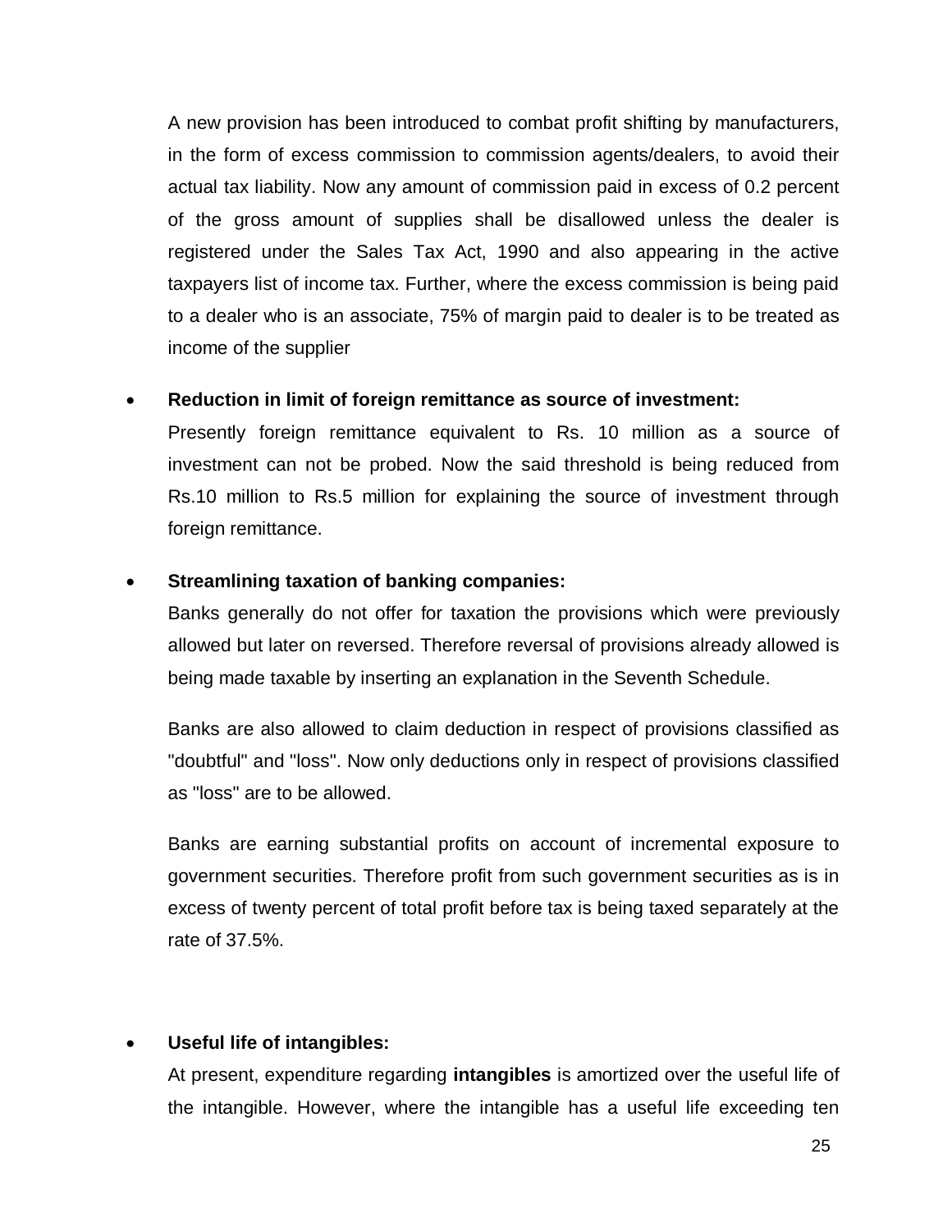A new provision has been introduced to combat profit shifting by manufacturers, in the form of excess commission to commission agents/dealers, to avoid their actual tax liability. Now any amount of commission paid in excess of 0.2 percent of the gross amount of supplies shall be disallowed unless the dealer is registered under the Sales Tax Act, 1990 and also appearing in the active taxpayers list of income tax. Further, where the excess commission is being paid to a dealer who is an associate, 75% of margin paid to dealer is to be treated as income of the supplier

- **Reduction in limit of foreign remittance as source of investment:**

  Presently foreign remittance equivalent to Rs. 10 million as a source of investment can not be probed. Now the said threshold is being reduced from Rs.10 million to Rs.5 million for explaining the source of investment through foreign remittance.

- **Streamlining taxation of banking companies:**

  Banks generally do not offer for taxation the provisions which were previously allowed but later on reversed. Therefore reversal of provisions already allowed is being made taxable by inserting an explanation in the Seventh Schedule.

  Banks are also allowed to claim deduction in respect of provisions classified as "doubtful" and "loss". Now only deductions only in respect of provisions classified as "loss" are to be allowed.

  Banks are earning substantial profits on account of incremental exposure to government securities. Therefore profit from such government securities as is in excess of twenty percent of total profit before tax is being taxed separately at the rate of 37.5%.

- **Useful life of intangibles:**

  At present, expenditure regarding **intangibles** is amortized over the useful life of the intangible. However, where the intangible has a useful life exceeding ten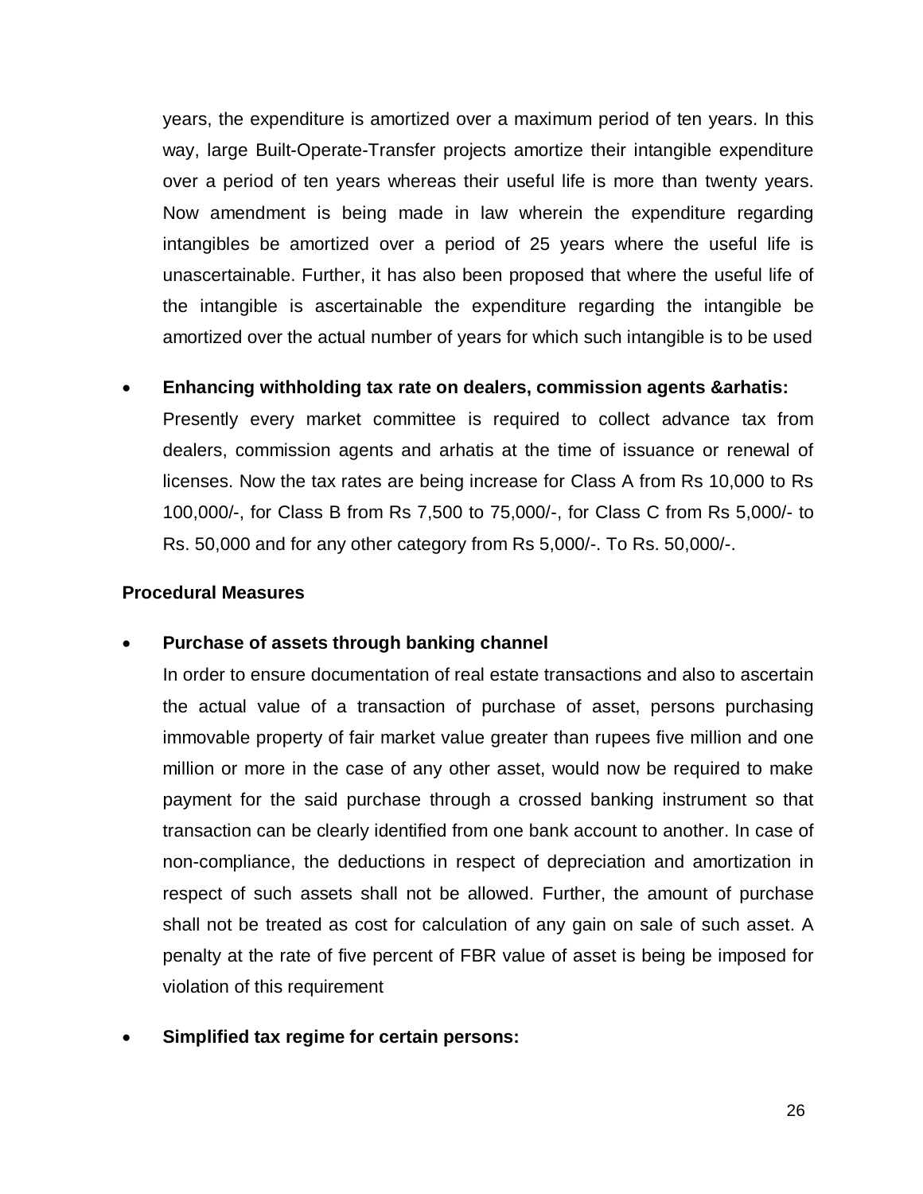years, the expenditure is amortized over a maximum period of ten years. In this way, large Built-Operate-Transfer projects amortize their intangible expenditure over a period of ten years whereas their useful life is more than twenty years. Now amendment is being made in law wherein the expenditure regarding intangibles be amortized over a period of 25 years where the useful life is unascertainable. Further, it has also been proposed that where the useful life of the intangible is ascertainable the expenditure regarding the intangible be amortized over the actual number of years for which such intangible is to be used

- **Enhancing withholding tax rate on dealers, commission agents &arhatis:** Presently every market committee is required to collect advance tax from dealers, commission agents and arhatis at the time of issuance or renewal of licenses. Now the tax rates are being increase for Class A from Rs 10,000 to Rs 100,000/-, for Class B from Rs 7,500 to 75,000/-, for Class C from Rs 5,000/- to Rs. 50,000 and for any other category from Rs 5,000/-. To Rs. 50,000/-.

**Procedural Measures**

- **Purchase of assets through banking channel**
  In order to ensure documentation of real estate transactions and also to ascertain the actual value of a transaction of purchase of asset, persons purchasing immovable property of fair market value greater than rupees five million and one million or more in the case of any other asset, would now be required to make payment for the said purchase through a crossed banking instrument so that transaction can be clearly identified from one bank account to another. In case of non-compliance, the deductions in respect of depreciation and amortization in respect of such assets shall not be allowed. Further, the amount of purchase shall not be treated as cost for calculation of any gain on sale of such asset. A penalty at the rate of five percent of FBR value of asset is being be imposed for violation of this requirement

- **Simplified tax regime for certain persons:**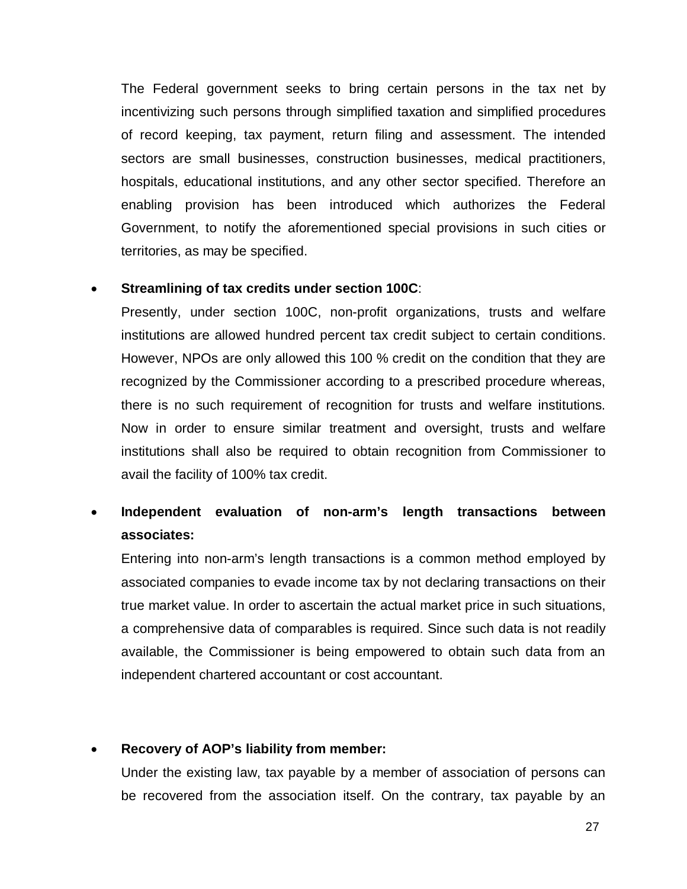The Federal government seeks to bring certain persons in the tax net by incentivizing such persons through simplified taxation and simplified procedures of record keeping, tax payment, return filing and assessment. The intended sectors are small businesses, construction businesses, medical practitioners, hospitals, educational institutions, and any other sector specified. Therefore an enabling provision has been introduced which authorizes the Federal Government, to notify the aforementioned special provisions in such cities or territories, as may be specified.

- **Streamlining of tax credits under section 100C**:

  Presently, under section 100C, non-profit organizations, trusts and welfare institutions are allowed hundred percent tax credit subject to certain conditions. However, NPOs are only allowed this 100 % credit on the condition that they are recognized by the Commissioner according to a prescribed procedure whereas, there is no such requirement of recognition for trusts and welfare institutions. Now in order to ensure similar treatment and oversight, trusts and welfare institutions shall also be required to obtain recognition from Commissioner to avail the facility of 100% tax credit.

- **Independent evaluation of non-arm's length transactions between associates:**

  Entering into non-arm's length transactions is a common method employed by associated companies to evade income tax by not declaring transactions on their true market value. In order to ascertain the actual market price in such situations, a comprehensive data of comparables is required. Since such data is not readily available, the Commissioner is being empowered to obtain such data from an independent chartered accountant or cost accountant.

- **Recovery of AOP's liability from member:**

  Under the existing law, tax payable by a member of association of persons can be recovered from the association itself. On the contrary, tax payable by an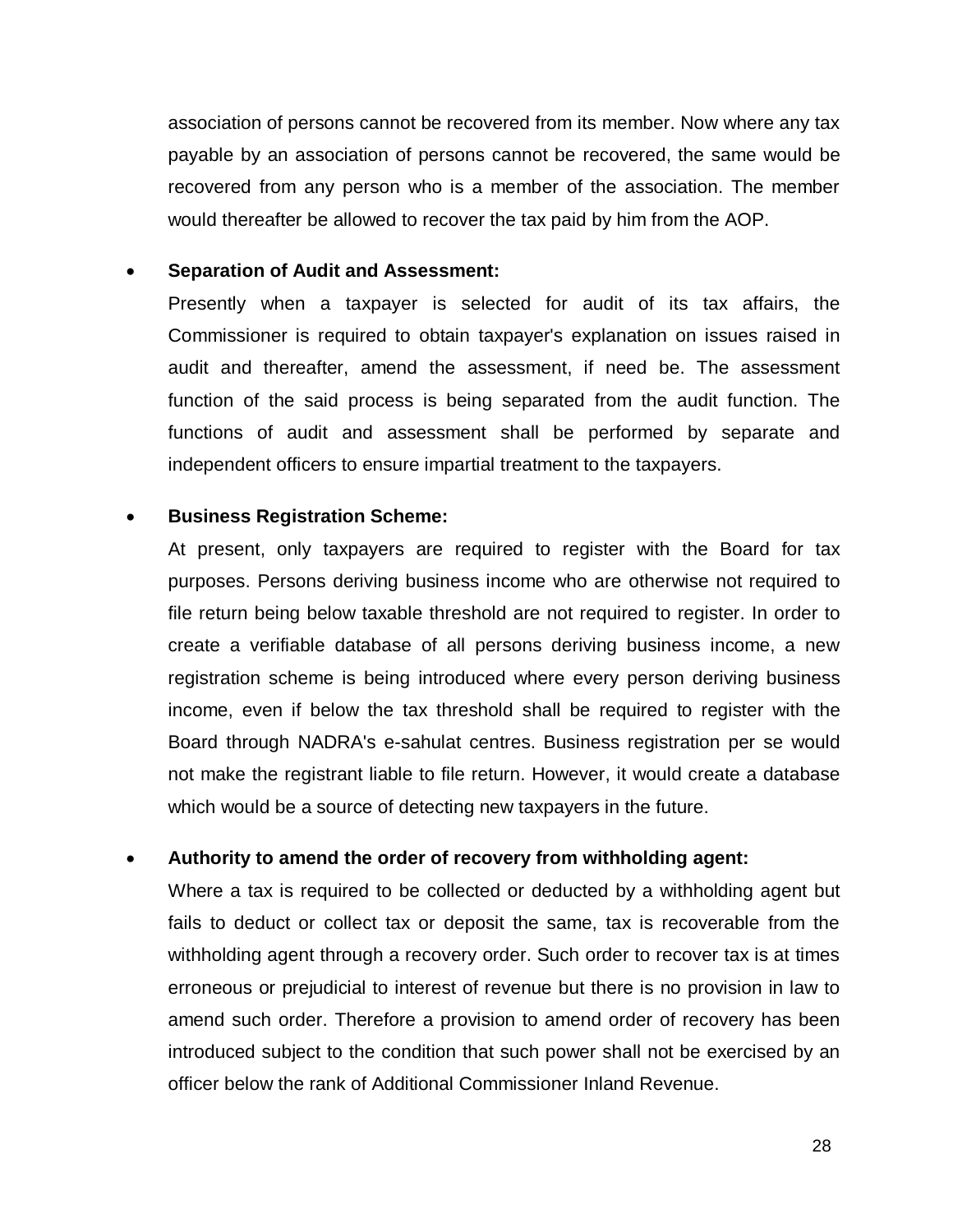association of persons cannot be recovered from its member. Now where any tax payable by an association of persons cannot be recovered, the same would be recovered from any person who is a member of the association. The member would thereafter be allowed to recover the tax paid by him from the AOP.

- **Separation of Audit and Assessment:**

  Presently when a taxpayer is selected for audit of its tax affairs, the Commissioner is required to obtain taxpayer's explanation on issues raised in audit and thereafter, amend the assessment, if need be. The assessment function of the said process is being separated from the audit function. The functions of audit and assessment shall be performed by separate and independent officers to ensure impartial treatment to the taxpayers.

- **Business Registration Scheme:**

  At present, only taxpayers are required to register with the Board for tax purposes. Persons deriving business income who are otherwise not required to file return being below taxable threshold are not required to register. In order to create a verifiable database of all persons deriving business income, a new registration scheme is being introduced where every person deriving business income, even if below the tax threshold shall be required to register with the Board through NADRA's e-sahulat centres. Business registration per se would not make the registrant liable to file return. However, it would create a database which would be a source of detecting new taxpayers in the future.

- **Authority to amend the order of recovery from withholding agent:**

  Where a tax is required to be collected or deducted by a withholding agent but fails to deduct or collect tax or deposit the same, tax is recoverable from the withholding agent through a recovery order. Such order to recover tax is at times erroneous or prejudicial to interest of revenue but there is no provision in law to amend such order. Therefore a provision to amend order of recovery has been introduced subject to the condition that such power shall not be exercised by an officer below the rank of Additional Commissioner Inland Revenue.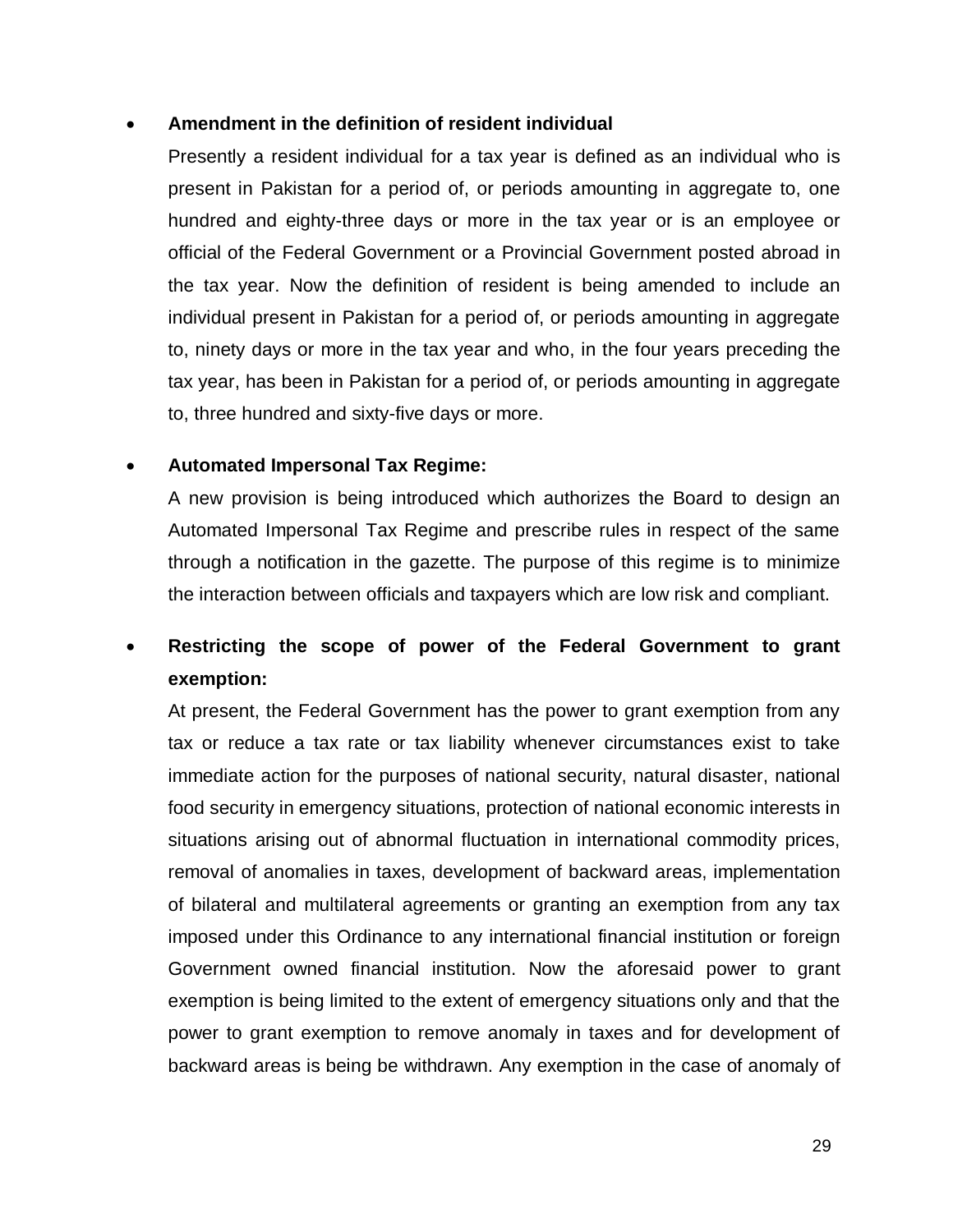- **Amendment in the definition of resident individual**

  Presently a resident individual for a tax year is defined as an individual who is present in Pakistan for a period of, or periods amounting in aggregate to, one hundred and eighty-three days or more in the tax year or is an employee or official of the Federal Government or a Provincial Government posted abroad in the tax year. Now the definition of resident is being amended to include an individual present in Pakistan for a period of, or periods amounting in aggregate to, ninety days or more in the tax year and who, in the four years preceding the tax year, has been in Pakistan for a period of, or periods amounting in aggregate to, three hundred and sixty-five days or more.

- **Automated Impersonal Tax Regime:**

  A new provision is being introduced which authorizes the Board to design an Automated Impersonal Tax Regime and prescribe rules in respect of the same through a notification in the gazette. The purpose of this regime is to minimize the interaction between officials and taxpayers which are low risk and compliant.

- **Restricting the scope of power of the Federal Government to grant exemption:**

  At present, the Federal Government has the power to grant exemption from any tax or reduce a tax rate or tax liability whenever circumstances exist to take immediate action for the purposes of national security, natural disaster, national food security in emergency situations, protection of national economic interests in situations arising out of abnormal fluctuation in international commodity prices, removal of anomalies in taxes, development of backward areas, implementation of bilateral and multilateral agreements or granting an exemption from any tax imposed under this Ordinance to any international financial institution or foreign Government owned financial institution. Now the aforesaid power to grant exemption is being limited to the extent of emergency situations only and that the power to grant exemption to remove anomaly in taxes and for development of backward areas is being be withdrawn. Any exemption in the case of anomaly of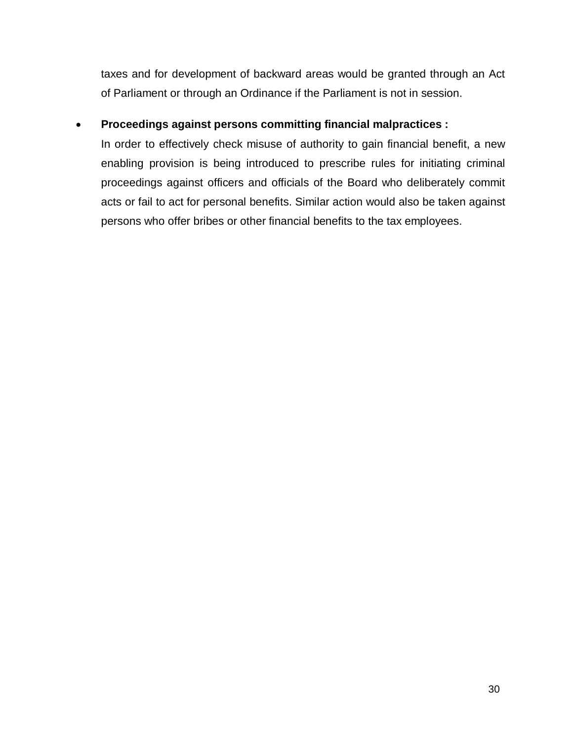taxes and for development of backward areas would be granted through an Act of Parliament or through an Ordinance if the Parliament is not in session.

- **Proceedings against persons committing financial malpractices :**
  In order to effectively check misuse of authority to gain financial benefit, a new enabling provision is being introduced to prescribe rules for initiating criminal proceedings against officers and officials of the Board who deliberately commit acts or fail to act for personal benefits. Similar action would also be taken against persons who offer bribes or other financial benefits to the tax employees.